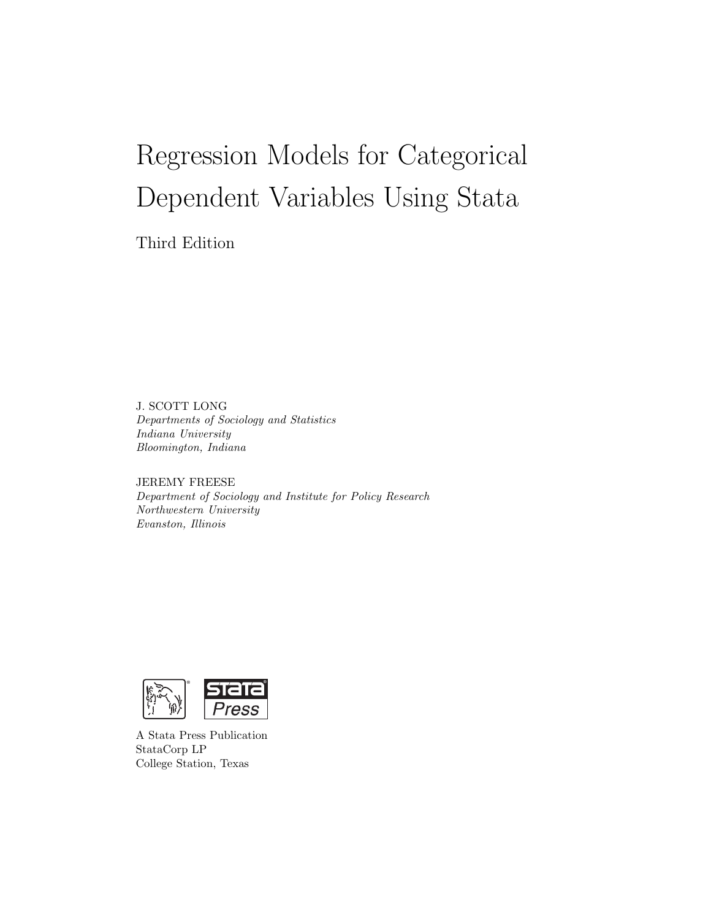# Regression Models for Categorical Dependent Variables Using Stata

Third Edition

J. SCOTT LONG
*Departments of Sociology and Statistics*
*Indiana University*
*Bloomington, Indiana*

JEREMY FREESE
*Department of Sociology and Institute for Policy Research*
*Northwestern University*
*Evanston, Illinois*

A Stata Press Publication
StataCorp LP
College Station, Texas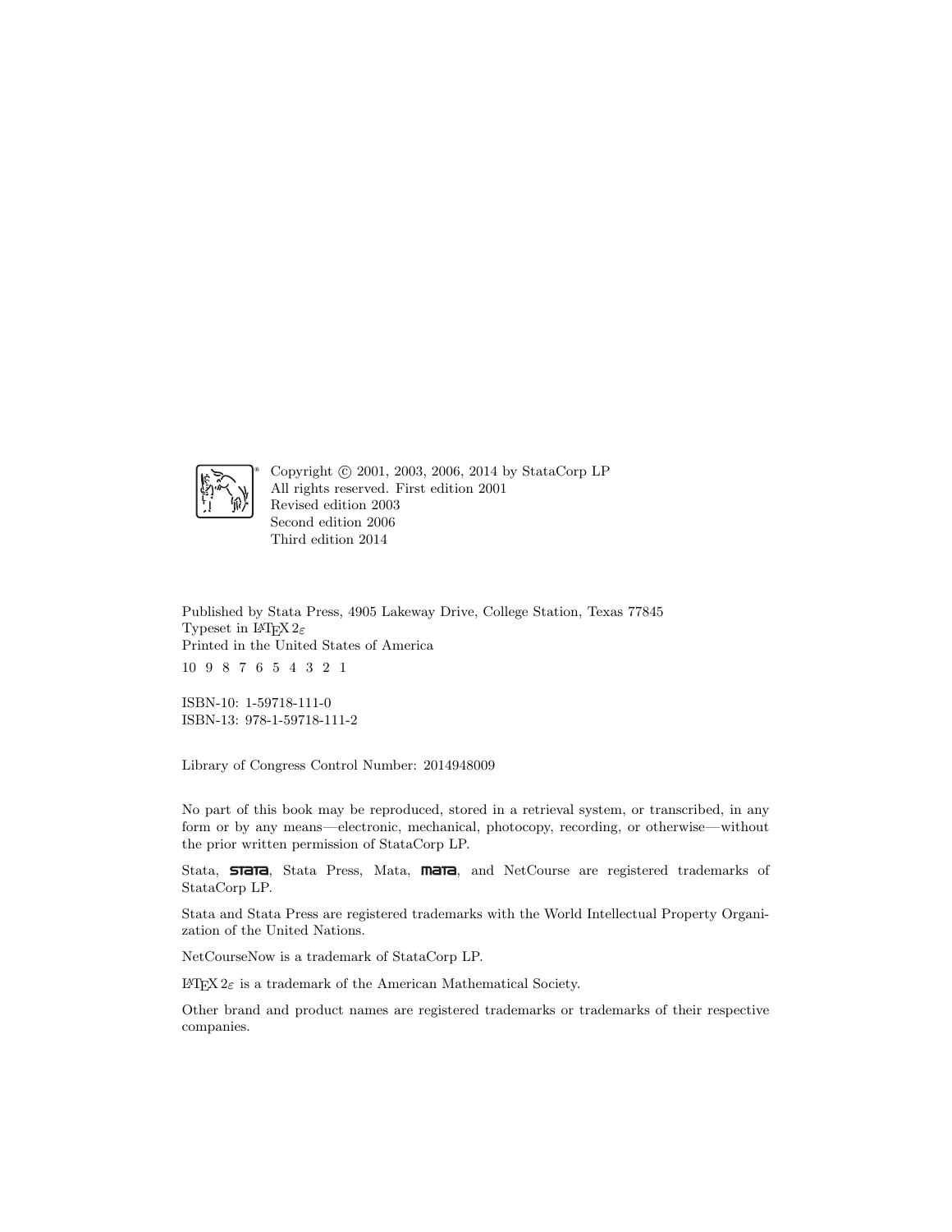Copyright © 2001, 2003, 2006, 2014 by StataCorp LP
All rights reserved. First edition 2001
Revised edition 2003
Second edition 2006
Third edition 2014

Published by Stata Press, 4905 Lakeway Drive, College Station, Texas 77845
Typeset in LaTeX $2_\varepsilon$
Printed in the United States of America

10 9 8 7 6 5 4 3 2 1

ISBN-10: 1-59718-111-0
ISBN-13: 978-1-59718-111-2

Library of Congress Control Number: 2014948009

No part of this book may be reproduced, stored in a retrieval system, or transcribed, in any form or by any means—electronic, mechanical, photocopy, recording, or otherwise—without the prior written permission of StataCorp LP.

Stata, **stata**, Stata Press, Mata, **mata**, and NetCourse are registered trademarks of StataCorp LP.

Stata and Stata Press are registered trademarks with the World Intellectual Property Organization of the United Nations.

NetCourseNow is a trademark of StataCorp LP.

LaTeX $2_\varepsilon$ is a trademark of the American Mathematical Society.

Other brand and product names are registered trademarks or trademarks of their respective companies.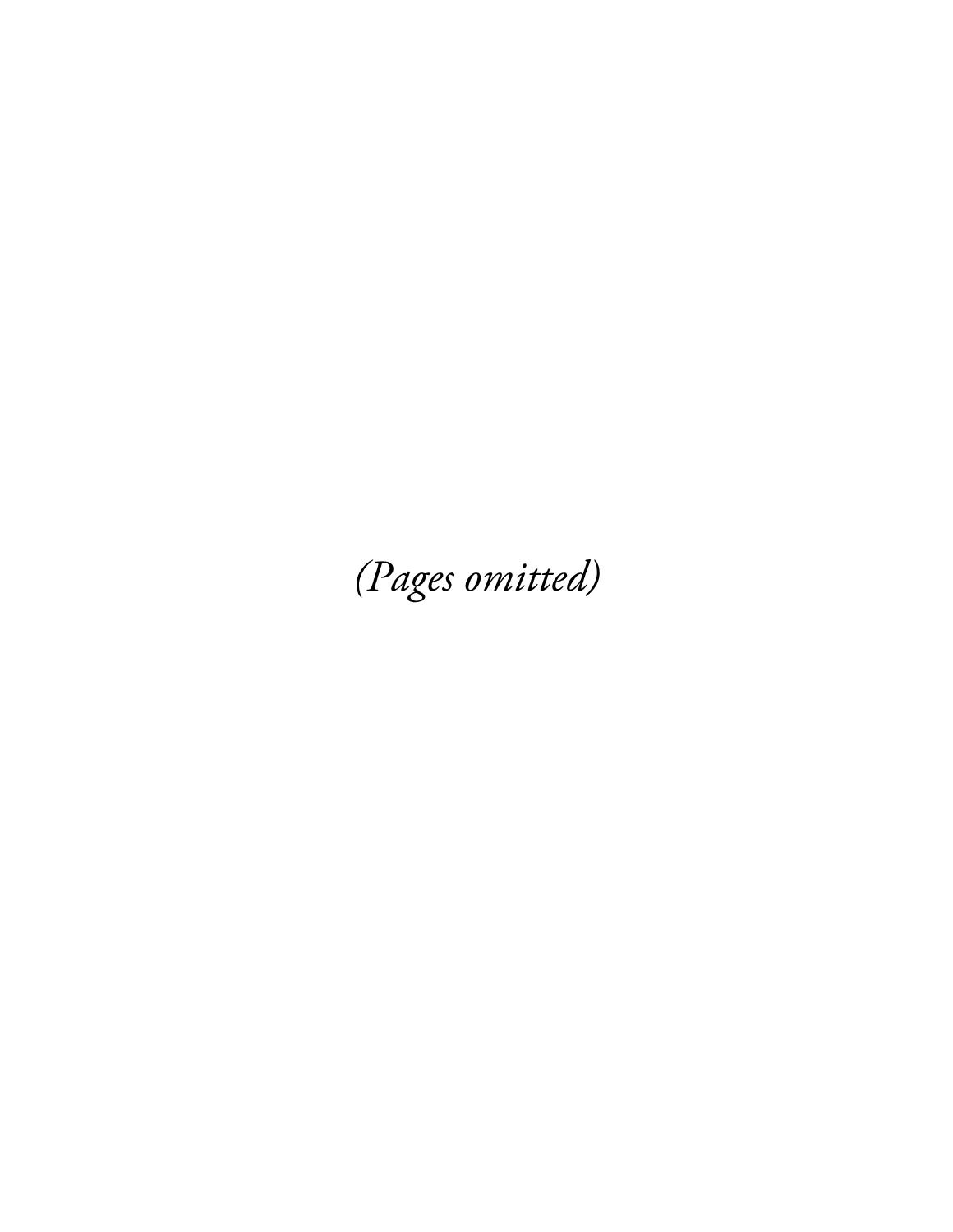*(Pages omitted)*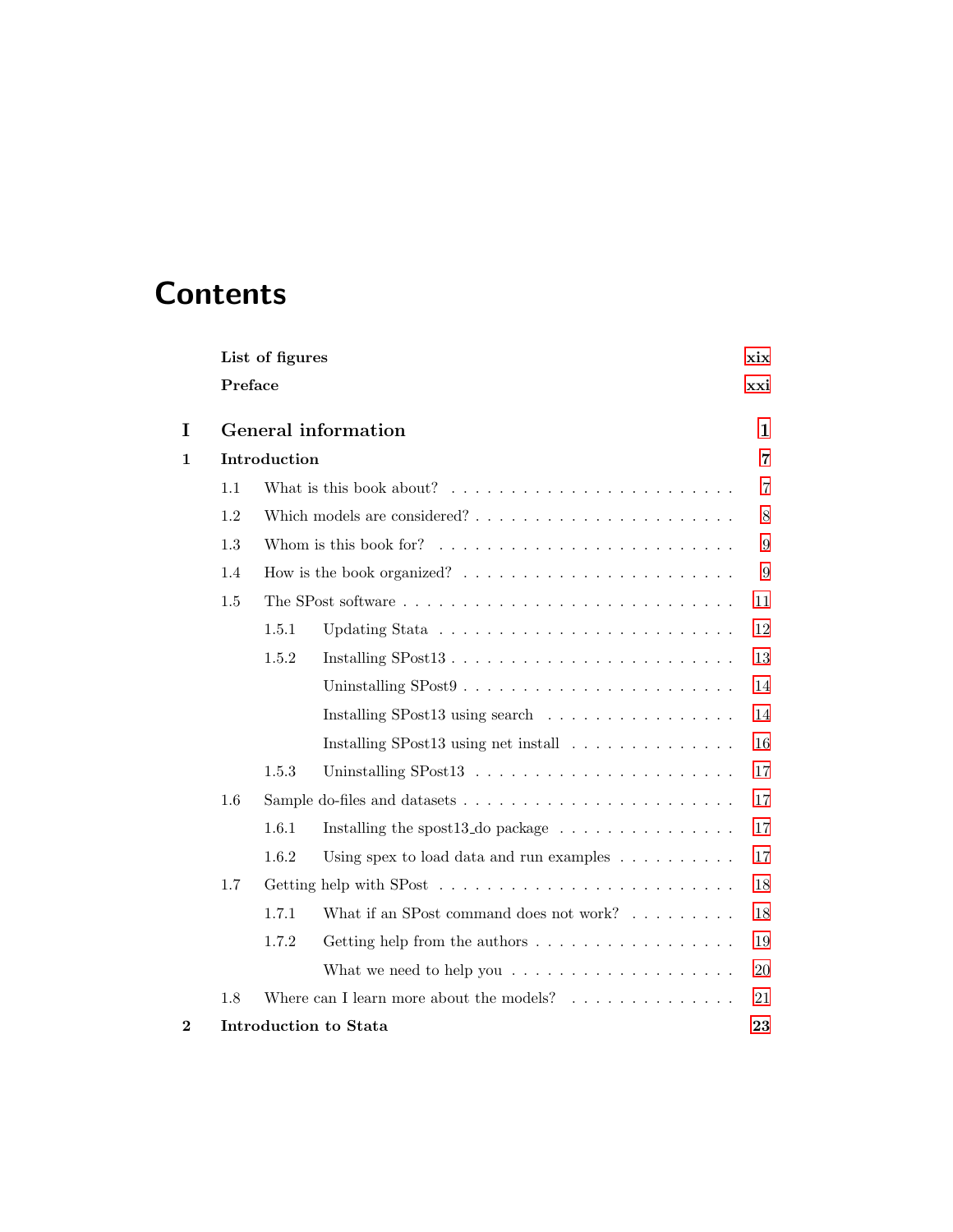# Contents

**List of figures** xix

**Preface** xxi

**I General information** 1

**1 Introduction** 7

1.1 What is this book about? 7

1.2 Which models are considered? 8

1.3 Whom is this book for? 9

1.4 How is the book organized? 9

1.5 The SPost software 11

1.5.1 Updating Stata 12

1.5.2 Installing SPost13 13

Uninstalling SPost9 14

Installing SPost13 using search 14

Installing SPost13 using net install 16

1.5.3 Uninstalling SPost13 17

1.6 Sample do-files and datasets 17

1.6.1 Installing the spost13_do package 17

1.6.2 Using spex to load data and run examples 17

1.7 Getting help with SPost 18

1.7.1 What if an SPost command does not work? 18

1.7.2 Getting help from the authors 19

What we need to help you 20

1.8 Where can I learn more about the models? 21

**2 Introduction to Stata** 23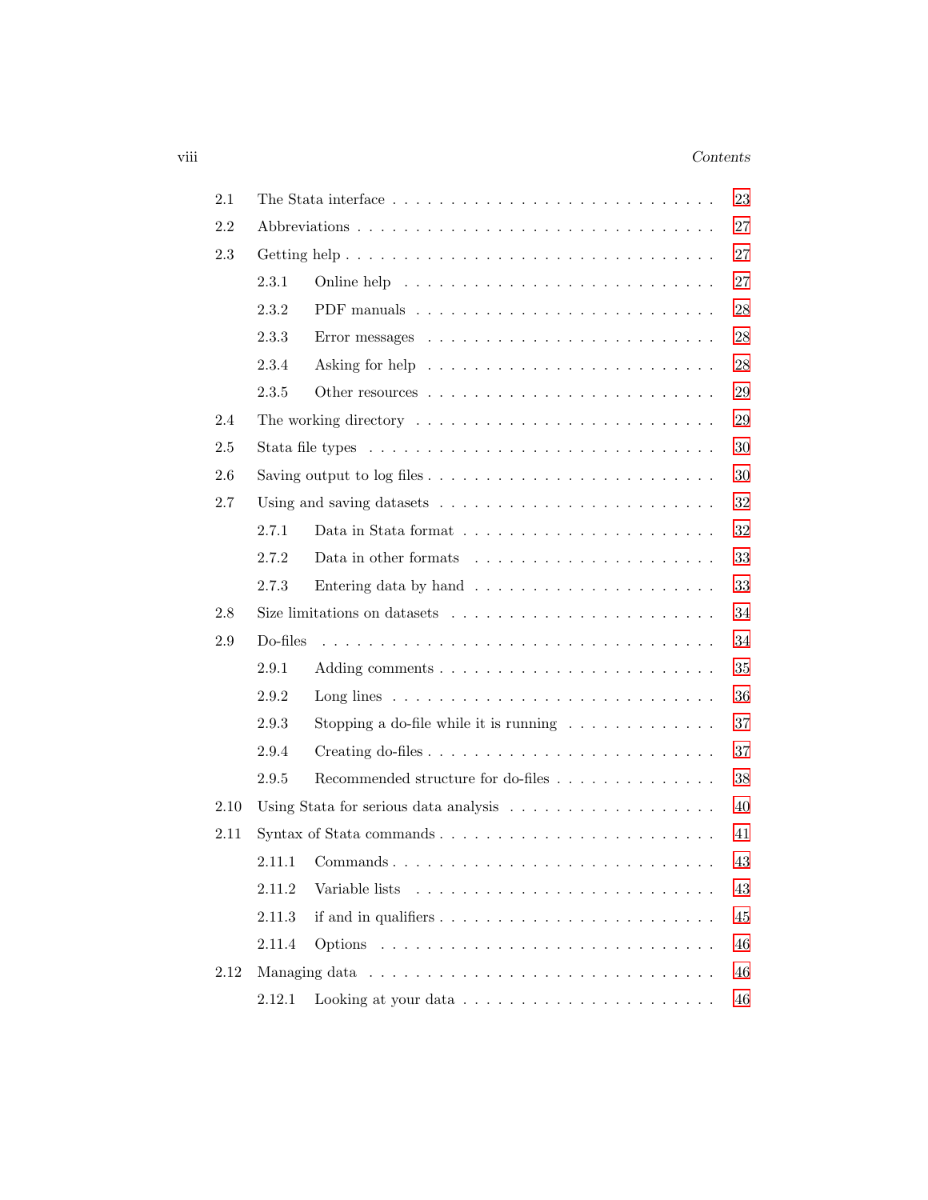| | | |
|---|---|---|
| 2.1 | The Stata interface | 23 |
| 2.2 | Abbreviations | 27 |
| 2.3 | Getting help | 27 |
| | 2.3.1 Online help | 27 |
| | 2.3.2 PDF manuals | 28 |
| | 2.3.3 Error messages | 28 |
| | 2.3.4 Asking for help | 28 |
| | 2.3.5 Other resources | 29 |
| 2.4 | The working directory | 29 |
| 2.5 | Stata file types | 30 |
| 2.6 | Saving output to log files | 30 |
| 2.7 | Using and saving datasets | 32 |
| | 2.7.1 Data in Stata format | 32 |
| | 2.7.2 Data in other formats | 33 |
| | 2.7.3 Entering data by hand | 33 |
| 2.8 | Size limitations on datasets | 34 |
| 2.9 | Do-files | 34 |
| | 2.9.1 Adding comments | 35 |
| | 2.9.2 Long lines | 36 |
| | 2.9.3 Stopping a do-file while it is running | 37 |
| | 2.9.4 Creating do-files | 37 |
| | 2.9.5 Recommended structure for do-files | 38 |
| 2.10 | Using Stata for serious data analysis | 40 |
| 2.11 | Syntax of Stata commands | 41 |
| | 2.11.1 Commands | 43 |
| | 2.11.2 Variable lists | 43 |
| | 2.11.3 if and in qualifiers | 45 |
| | 2.11.4 Options | 46 |
| 2.12 | Managing data | 46 |
| | 2.12.1 Looking at your data | 46 |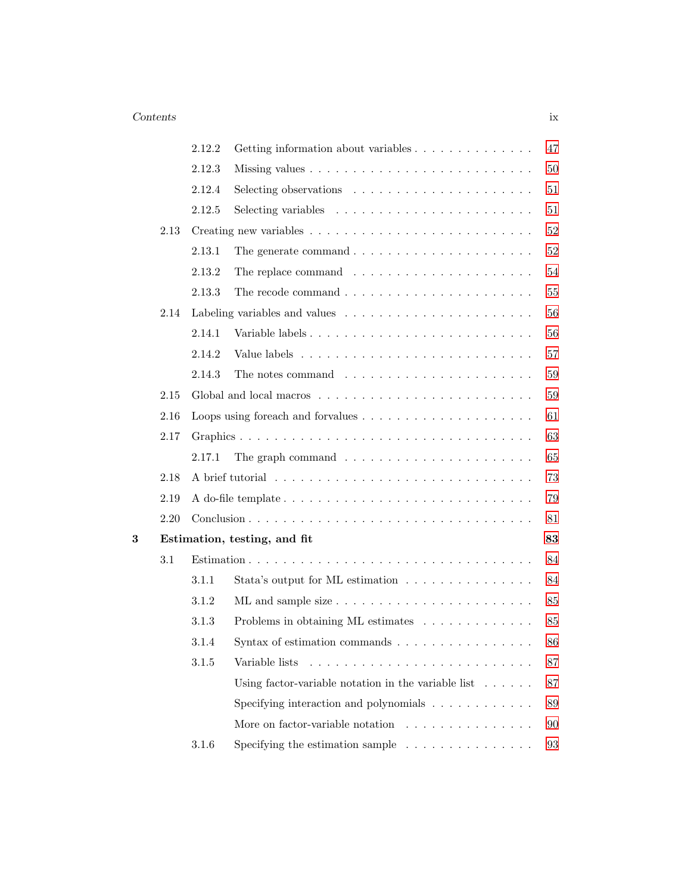- 2.12.2 Getting information about variables . . . . . . . . . . . . . . 47
- 2.12.3 Missing values . . . . . . . . . . . . . . . . . . . . . . . . . 50
- 2.12.4 Selecting observations . . . . . . . . . . . . . . . . . . . . 51
- 2.12.5 Selecting variables . . . . . . . . . . . . . . . . . . . . . 51

2.13 Creating new variables . . . . . . . . . . . . . . . . . . . . . . . . 52

- 2.13.1 The generate command . . . . . . . . . . . . . . . . . . . . 52
- 2.13.2 The replace command . . . . . . . . . . . . . . . . . . . . 54
- 2.13.3 The recode command . . . . . . . . . . . . . . . . . . . . 55

2.14 Labeling variables and values . . . . . . . . . . . . . . . . . . . . 56

- 2.14.1 Variable labels . . . . . . . . . . . . . . . . . . . . . . . . 56
- 2.14.2 Value labels . . . . . . . . . . . . . . . . . . . . . . . . . 57
- 2.14.3 The notes command . . . . . . . . . . . . . . . . . . . . . 59

2.15 Global and local macros . . . . . . . . . . . . . . . . . . . . . . . 59

2.16 Loops using foreach and forvalues . . . . . . . . . . . . . . . . . . 61

2.17 Graphics . . . . . . . . . . . . . . . . . . . . . . . . . . . . . . . 63

- 2.17.1 The graph command . . . . . . . . . . . . . . . . . . . . . 65

2.18 A brief tutorial . . . . . . . . . . . . . . . . . . . . . . . . . . . 73

2.19 A do-file template . . . . . . . . . . . . . . . . . . . . . . . . . . 79

2.20 Conclusion . . . . . . . . . . . . . . . . . . . . . . . . . . . . . . 81

**3 Estimation, testing, and fit** **83**

3.1 Estimation . . . . . . . . . . . . . . . . . . . . . . . . . . . . . . 84

- 3.1.1 Stata's output for ML estimation . . . . . . . . . . . . . . . 84
- 3.1.2 ML and sample size . . . . . . . . . . . . . . . . . . . . . . 85
- 3.1.3 Problems in obtaining ML estimates . . . . . . . . . . . . . 85
- 3.1.4 Syntax of estimation commands . . . . . . . . . . . . . . . 86
- 3.1.5 Variable lists . . . . . . . . . . . . . . . . . . . . . . . . . 87
  - Using factor-variable notation in the variable list . . . . . . 87
  - Specifying interaction and polynomials . . . . . . . . . . . . 89
  - More on factor-variable notation . . . . . . . . . . . . . . . 90
- 3.1.6 Specifying the estimation sample . . . . . . . . . . . . . . . 93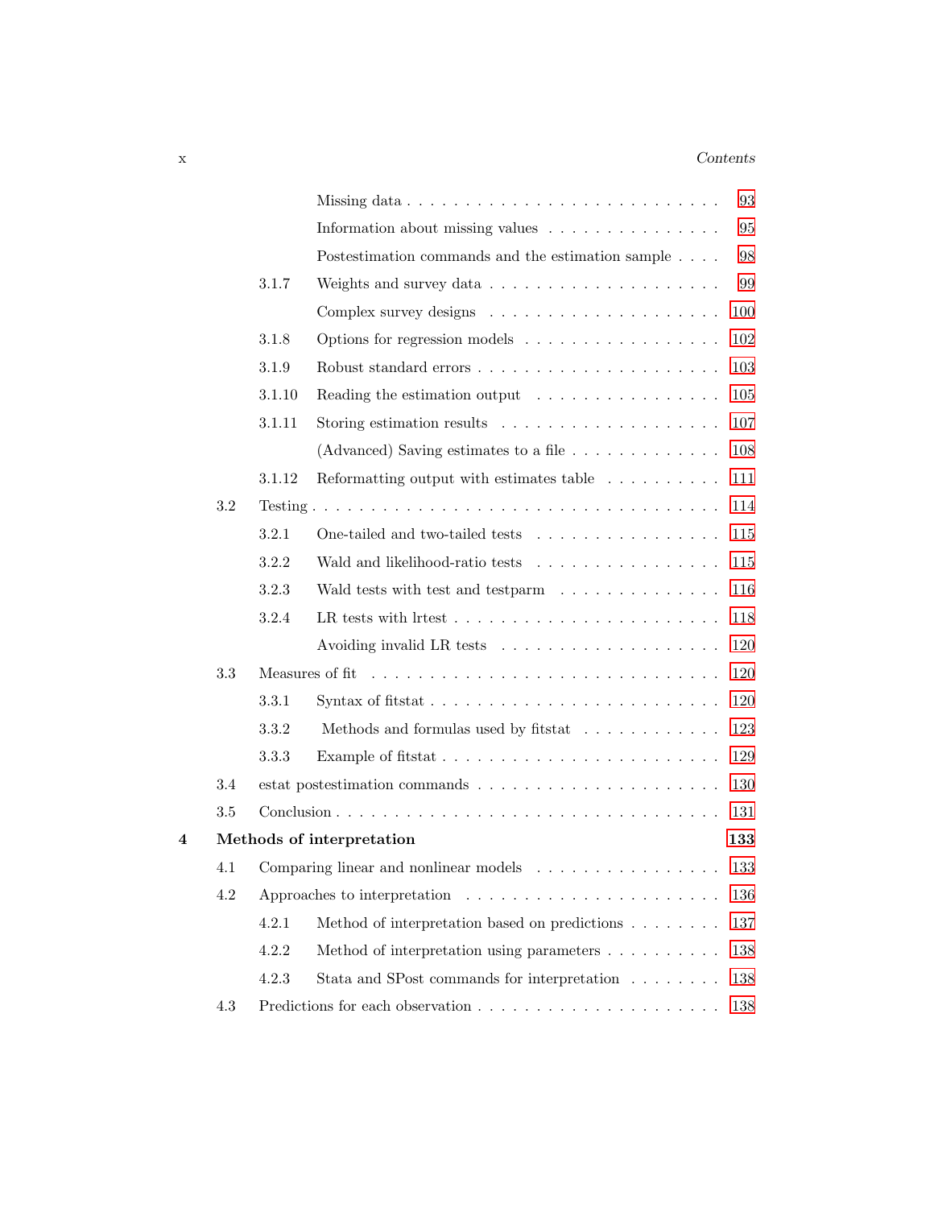- Missing data . . . 93
- Information about missing values . . . 95
- Postestimation commands and the estimation sample . . . 98
- 3.1.7 Weights and survey data . . . 99
  - Complex survey designs . . . 100
- 3.1.8 Options for regression models . . . 102
- 3.1.9 Robust standard errors . . . 103
- 3.1.10 Reading the estimation output . . . 105
- 3.1.11 Storing estimation results . . . 107
  - (Advanced) Saving estimates to a file . . . 108
- 3.1.12 Reformatting output with estimates table . . . 111

3.2 Testing . . . 114
- 3.2.1 One-tailed and two-tailed tests . . . 115
- 3.2.2 Wald and likelihood-ratio tests . . . 115
- 3.2.3 Wald tests with test and testparm . . . 116
- 3.2.4 LR tests with lrtest . . . 118
  - Avoiding invalid LR tests . . . 120

3.3 Measures of fit . . . 120
- 3.3.1 Syntax of fitstat . . . 120
- 3.3.2 Methods and formulas used by fitstat . . . 123
- 3.3.3 Example of fitstat . . . 129

3.4 estat postestimation commands . . . 130

3.5 Conclusion . . . 131

**4 Methods of interpretation** **133**

4.1 Comparing linear and nonlinear models . . . 133

4.2 Approaches to interpretation . . . 136
- 4.2.1 Method of interpretation based on predictions . . . 137
- 4.2.2 Method of interpretation using parameters . . . 138
- 4.2.3 Stata and SPost commands for interpretation . . . 138

4.3 Predictions for each observation . . . 138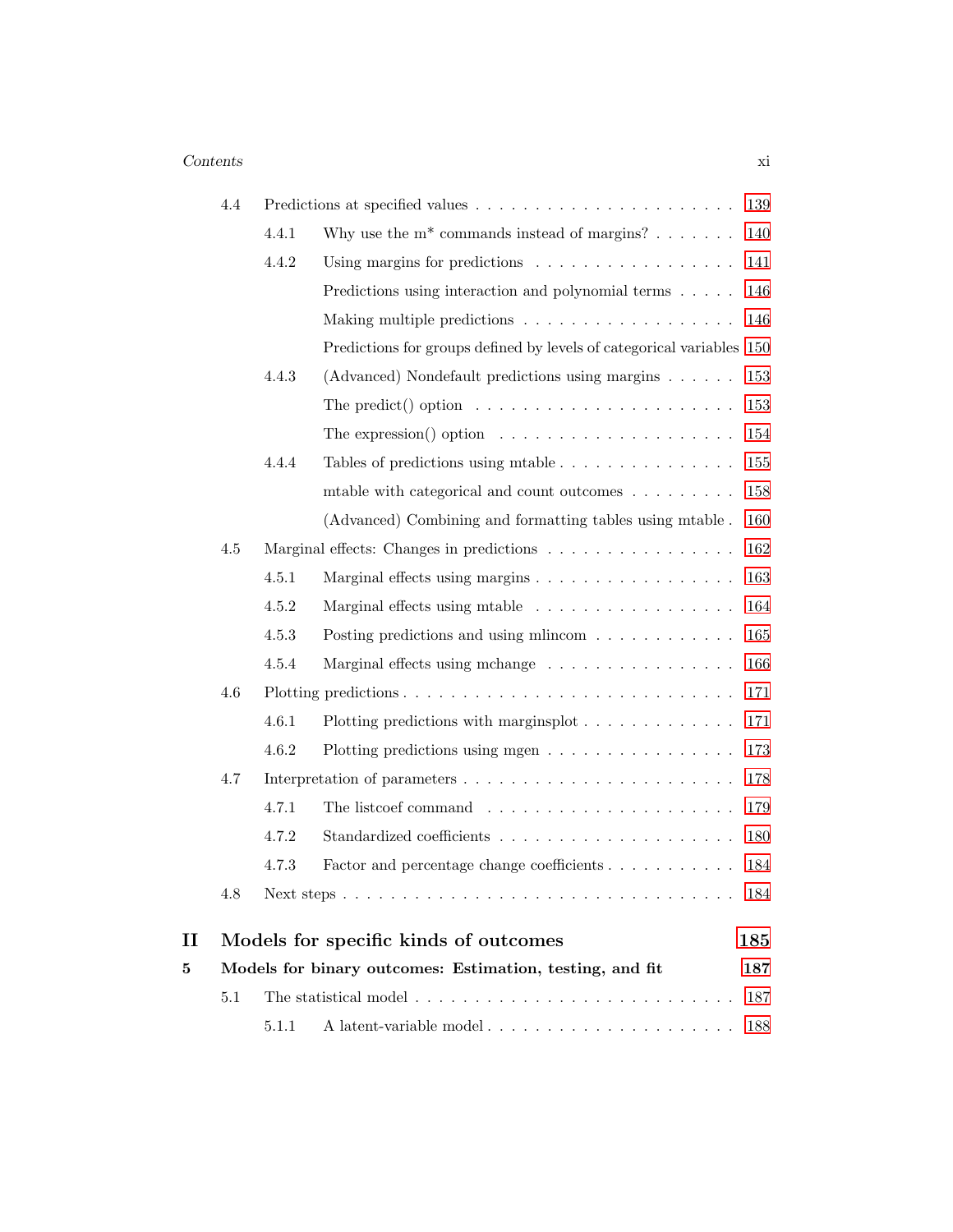| | | |
|---|---|---|
| 4.4 | Predictions at specified values | 139 |
| 4.4.1 | Why use the m* commands instead of margins? | 140 |
| 4.4.2 | Using margins for predictions | 141 |
| | Predictions using interaction and polynomial terms | 146 |
| | Making multiple predictions | 146 |
| | Predictions for groups defined by levels of categorical variables | 150 |
| 4.4.3 | (Advanced) Nondefault predictions using margins | 153 |
| | The predict() option | 153 |
| | The expression() option | 154 |
| 4.4.4 | Tables of predictions using mtable | 155 |
| | mtable with categorical and count outcomes | 158 |
| | (Advanced) Combining and formatting tables using mtable | 160 |
| 4.5 | Marginal effects: Changes in predictions | 162 |
| 4.5.1 | Marginal effects using margins | 163 |
| 4.5.2 | Marginal effects using mtable | 164 |
| 4.5.3 | Posting predictions and using mlincom | 165 |
| 4.5.4 | Marginal effects using mchange | 166 |
| 4.6 | Plotting predictions | 171 |
| 4.6.1 | Plotting predictions with marginsplot | 171 |
| 4.6.2 | Plotting predictions using mgen | 173 |
| 4.7 | Interpretation of parameters | 178 |
| 4.7.1 | The listcoef command | 179 |
| 4.7.2 | Standardized coefficients | 180 |
| 4.7.3 | Factor and percentage change coefficients | 184 |
| 4.8 | Next steps | 184 |

# II Models for specific kinds of outcomes — 185

## 5 Models for binary outcomes: Estimation, testing, and fit — 187

| | | |
|---|---|---|
| 5.1 | The statistical model | 187 |
| 5.1.1 | A latent-variable model | 188 |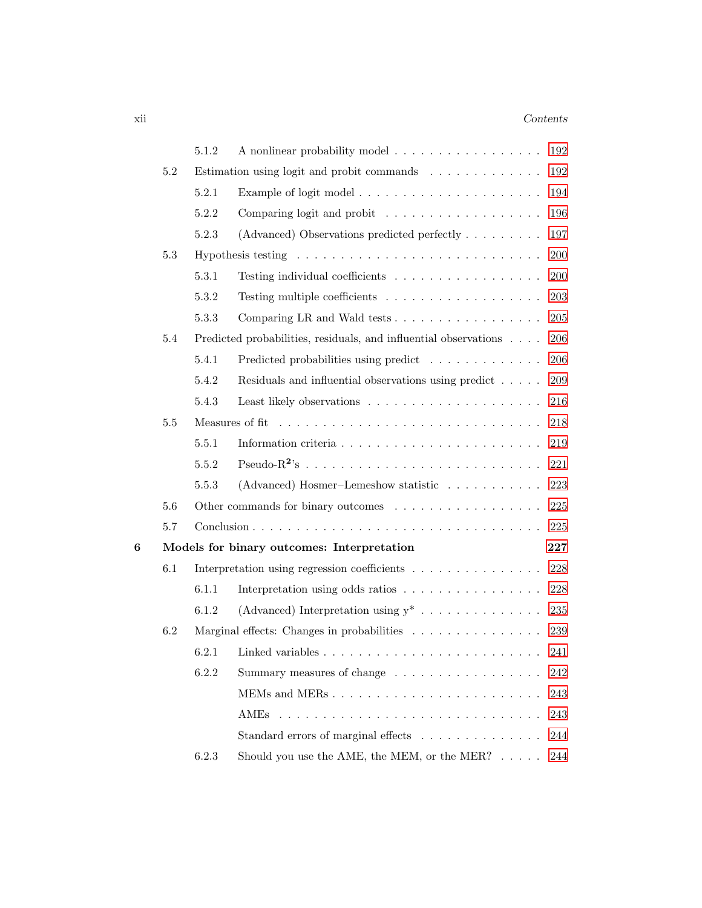5.1.2 A nonlinear probability model . . . . . . . . . . . . . . . . . 192

5.2 Estimation using logit and probit commands . . . . . . . . . . . . . 192

5.2.1 Example of logit model . . . . . . . . . . . . . . . . . . . . . 194

5.2.2 Comparing logit and probit . . . . . . . . . . . . . . . . . . 196

5.2.3 (Advanced) Observations predicted perfectly . . . . . . . . . 197

5.3 Hypothesis testing . . . . . . . . . . . . . . . . . . . . . . . . . . . 200

5.3.1 Testing individual coefficients . . . . . . . . . . . . . . . . . 200

5.3.2 Testing multiple coefficients . . . . . . . . . . . . . . . . . . 203

5.3.3 Comparing LR and Wald tests . . . . . . . . . . . . . . . . . 205

5.4 Predicted probabilities, residuals, and influential observations . . . . 206

5.4.1 Predicted probabilities using predict . . . . . . . . . . . . . 206

5.4.2 Residuals and influential observations using predict . . . . . 209

5.4.3 Least likely observations . . . . . . . . . . . . . . . . . . . . 216

5.5 Measures of fit . . . . . . . . . . . . . . . . . . . . . . . . . . . . . 218

5.5.1 Information criteria . . . . . . . . . . . . . . . . . . . . . . . 219

5.5.2 Pseudo-$R^2$'s . . . . . . . . . . . . . . . . . . . . . . . . . . 221

5.5.3 (Advanced) Hosmer–Lemeshow statistic . . . . . . . . . . . 223

5.6 Other commands for binary outcomes . . . . . . . . . . . . . . . . . 225

5.7 Conclusion . . . . . . . . . . . . . . . . . . . . . . . . . . . . . . . 225

**6 Models for binary outcomes: Interpretation** **227**

6.1 Interpretation using regression coefficients . . . . . . . . . . . . . . 228

6.1.1 Interpretation using odds ratios . . . . . . . . . . . . . . . . 228

6.1.2 (Advanced) Interpretation using $y^*$ . . . . . . . . . . . . . . 235

6.2 Marginal effects: Changes in probabilities . . . . . . . . . . . . . . . 239

6.2.1 Linked variables . . . . . . . . . . . . . . . . . . . . . . . . . 241

6.2.2 Summary measures of change . . . . . . . . . . . . . . . . . 242

MEMs and MERs . . . . . . . . . . . . . . . . . . . . . . . . 243

AMEs . . . . . . . . . . . . . . . . . . . . . . . . . . . . . . 243

Standard errors of marginal effects . . . . . . . . . . . . . . 244

6.2.3 Should you use the AME, the MEM, or the MER? . . . . . 244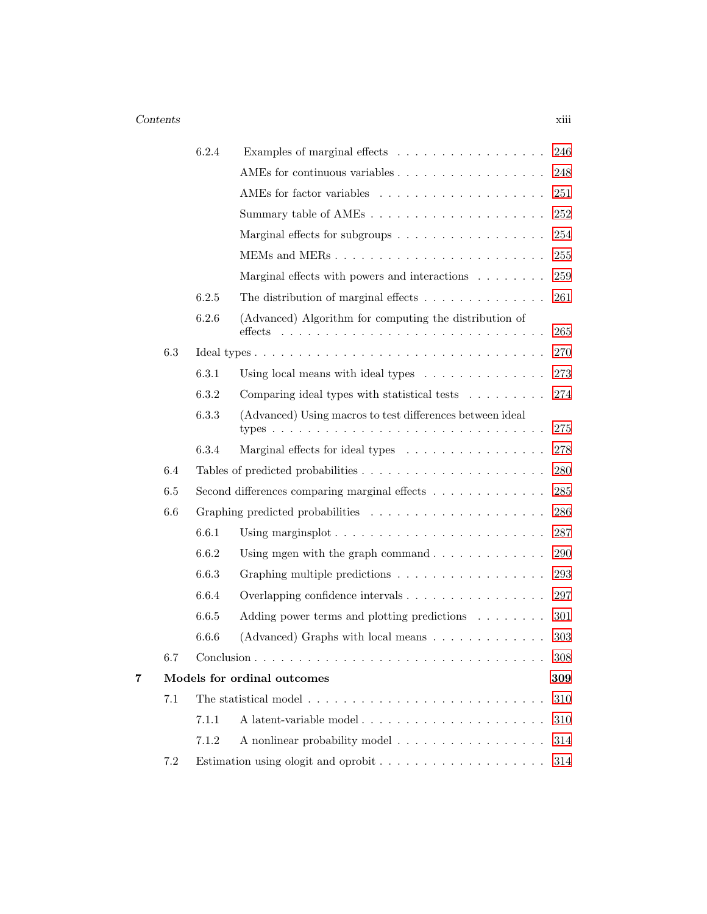- 6.2.4 Examples of marginal effects . . . . . . . . . . . . . . . . . . 246
  - AMEs for continuous variables . . . . . . . . . . . . . . . . . . 248
  - AMEs for factor variables . . . . . . . . . . . . . . . . . . . 251
  - Summary table of AMEs . . . . . . . . . . . . . . . . . . . . 252
  - Marginal effects for subgroups . . . . . . . . . . . . . . . . . 254
  - MEMs and MERs . . . . . . . . . . . . . . . . . . . . . . . . 255
  - Marginal effects with powers and interactions . . . . . . . . 259
- 6.2.5 The distribution of marginal effects . . . . . . . . . . . . . . 261
- 6.2.6 (Advanced) Algorithm for computing the distribution of effects . . . . . . . . . . . . . . . . . . . . . . . . . . . . 265

6.3 Ideal types . . . . . . . . . . . . . . . . . . . . . . . . . . . . . . . 270

- 6.3.1 Using local means with ideal types . . . . . . . . . . . . . . 273
- 6.3.2 Comparing ideal types with statistical tests . . . . . . . . . 274
- 6.3.3 (Advanced) Using macros to test differences between ideal types . . . . . . . . . . . . . . . . . . . . . . . . . . . . . 275
- 6.3.4 Marginal effects for ideal types . . . . . . . . . . . . . . . . 278

6.4 Tables of predicted probabilities . . . . . . . . . . . . . . . . . . . . 280

6.5 Second differences comparing marginal effects . . . . . . . . . . . . 285

6.6 Graphing predicted probabilities . . . . . . . . . . . . . . . . . . . 286

- 6.6.1 Using marginsplot . . . . . . . . . . . . . . . . . . . . . . . 287
- 6.6.2 Using mgen with the graph command . . . . . . . . . . . . . 290
- 6.6.3 Graphing multiple predictions . . . . . . . . . . . . . . . . . 293
- 6.6.4 Overlapping confidence intervals . . . . . . . . . . . . . . . . 297
- 6.6.5 Adding power terms and plotting predictions . . . . . . . . 301
- 6.6.6 (Advanced) Graphs with local means . . . . . . . . . . . . . 303

6.7 Conclusion . . . . . . . . . . . . . . . . . . . . . . . . . . . . . . . 308

**7 Models for ordinal outcomes** **309**

7.1 The statistical model . . . . . . . . . . . . . . . . . . . . . . . . . 310

- 7.1.1 A latent-variable model . . . . . . . . . . . . . . . . . . . . . 310
- 7.1.2 A nonlinear probability model . . . . . . . . . . . . . . . . . 314

7.2 Estimation using ologit and oprobit . . . . . . . . . . . . . . . . . . 314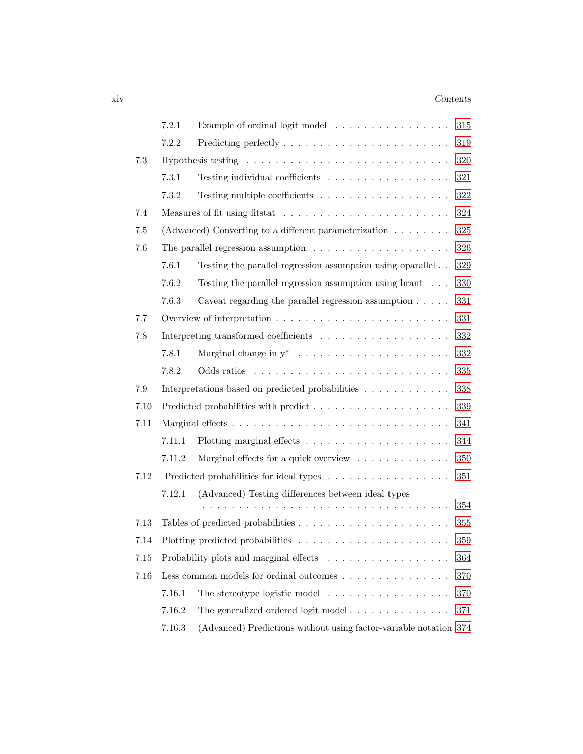7.2.1 Example of ordinal logit model . . . . . . . . . . . . . . . . . 315

7.2.2 Predicting perfectly . . . . . . . . . . . . . . . . . . . . . . . 319

7.3 Hypothesis testing . . . . . . . . . . . . . . . . . . . . . . . . . . 320

7.3.1 Testing individual coefficients . . . . . . . . . . . . . . . . . 321

7.3.2 Testing multiple coefficients . . . . . . . . . . . . . . . . . . 322

7.4 Measures of fit using fitstat . . . . . . . . . . . . . . . . . . . . . 324

7.5 (Advanced) Converting to a different parameterization . . . . . . . . 325

7.6 The parallel regression assumption . . . . . . . . . . . . . . . . . . 326

7.6.1 Testing the parallel regression assumption using oparallel . . 329

7.6.2 Testing the parallel regression assumption using brant . . . 330

7.6.3 Caveat regarding the parallel regression assumption . . . . . 331

7.7 Overview of interpretation . . . . . . . . . . . . . . . . . . . . . . . 331

7.8 Interpreting transformed coefficients . . . . . . . . . . . . . . . . . 332

7.8.1 Marginal change in $y^*$ . . . . . . . . . . . . . . . . . . . . . 332

7.8.2 Odds ratios . . . . . . . . . . . . . . . . . . . . . . . . . . . 335

7.9 Interpretations based on predicted probabilities . . . . . . . . . . . 338

7.10 Predicted probabilities with predict . . . . . . . . . . . . . . . . . . 339

7.11 Marginal effects . . . . . . . . . . . . . . . . . . . . . . . . . . . . . 341

7.11.1 Plotting marginal effects . . . . . . . . . . . . . . . . . . . . 344

7.11.2 Marginal effects for a quick overview . . . . . . . . . . . . . 350

7.12 Predicted probabilities for ideal types . . . . . . . . . . . . . . . . . 351

7.12.1 (Advanced) Testing differences between ideal types . . . . . . . . . . . . . . . . . . . . . . . . . . . . . . . . . 354

7.13 Tables of predicted probabilities . . . . . . . . . . . . . . . . . . . . 355

7.14 Plotting predicted probabilities . . . . . . . . . . . . . . . . . . . . 359

7.15 Probability plots and marginal effects . . . . . . . . . . . . . . . . . 364

7.16 Less common models for ordinal outcomes . . . . . . . . . . . . . . . 370

7.16.1 The stereotype logistic model . . . . . . . . . . . . . . . . . 370

7.16.2 The generalized ordered logit model . . . . . . . . . . . . . . 371

7.16.3 (Advanced) Predictions without using factor-variable notation 374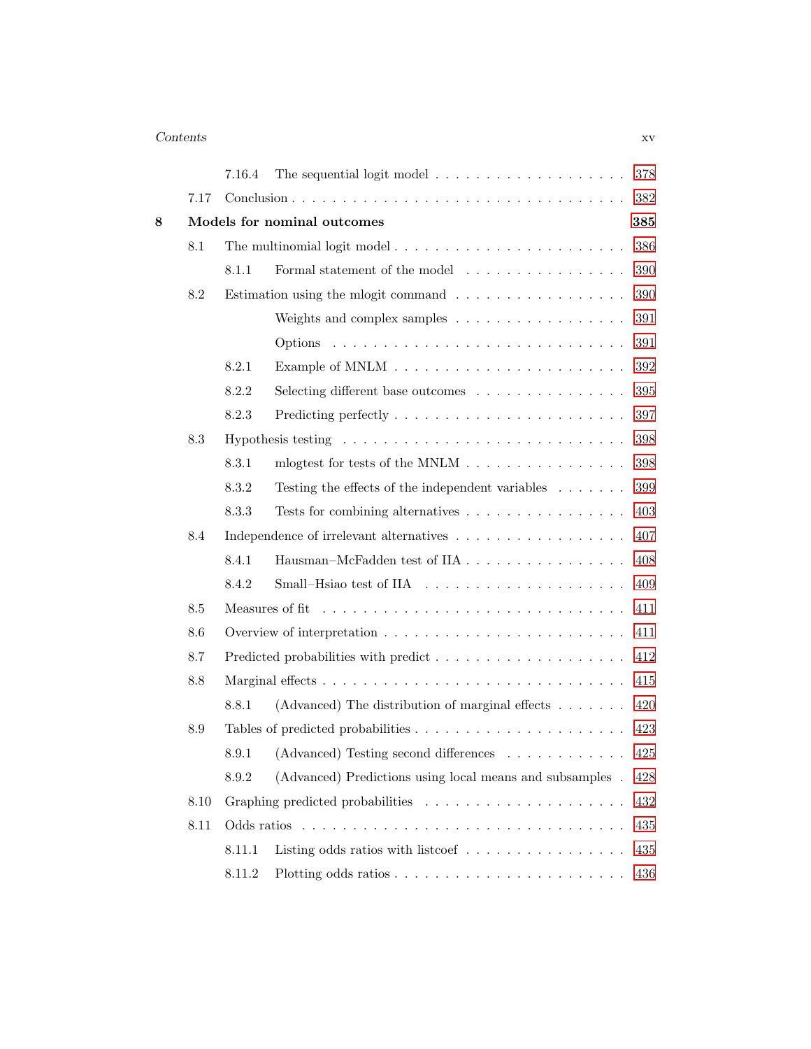| | | | |
|---|---|---|---|
| | 7.16.4 | The sequential logit model | 378 |
| 7.17 | | Conclusion | 382 |
| **8** | | **Models for nominal outcomes** | **385** |
| 8.1 | | The multinomial logit model | 386 |
| | 8.1.1 | Formal statement of the model | 390 |
| 8.2 | | Estimation using the mlogit command | 390 |
| | | Weights and complex samples | 391 |
| | | Options | 391 |
| | 8.2.1 | Example of MNLM | 392 |
| | 8.2.2 | Selecting different base outcomes | 395 |
| | 8.2.3 | Predicting perfectly | 397 |
| 8.3 | | Hypothesis testing | 398 |
| | 8.3.1 | mlogtest for tests of the MNLM | 398 |
| | 8.3.2 | Testing the effects of the independent variables | 399 |
| | 8.3.3 | Tests for combining alternatives | 403 |
| 8.4 | | Independence of irrelevant alternatives | 407 |
| | 8.4.1 | Hausman–McFadden test of IIA | 408 |
| | 8.4.2 | Small–Hsiao test of IIA | 409 |
| 8.5 | | Measures of fit | 411 |
| 8.6 | | Overview of interpretation | 411 |
| 8.7 | | Predicted probabilities with predict | 412 |
| 8.8 | | Marginal effects | 415 |
| | 8.8.1 | (Advanced) The distribution of marginal effects | 420 |
| 8.9 | | Tables of predicted probabilities | 423 |
| | 8.9.1 | (Advanced) Testing second differences | 425 |
| | 8.9.2 | (Advanced) Predictions using local means and subsamples | 428 |
| 8.10 | | Graphing predicted probabilities | 432 |
| 8.11 | | Odds ratios | 435 |
| | 8.11.1 | Listing odds ratios with listcoef | 435 |
| | 8.11.2 | Plotting odds ratios | 436 |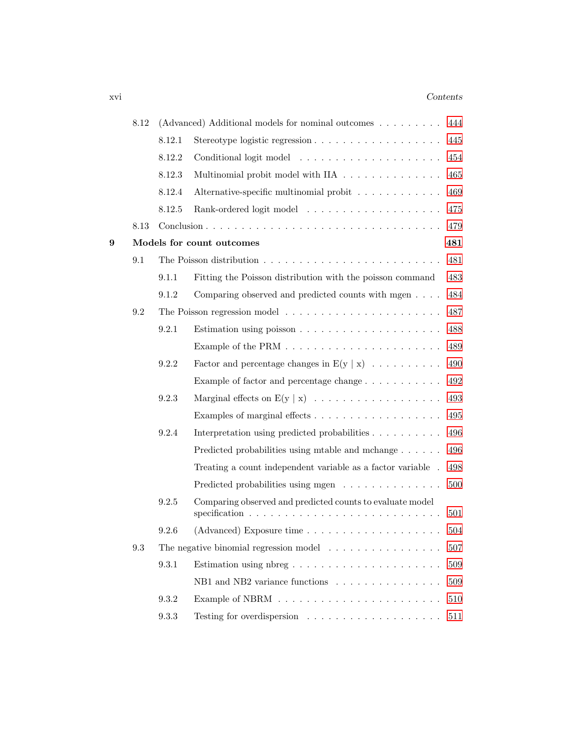- 8.12 (Advanced) Additional models for nominal outcomes . . . . . . . . . 444
  - 8.12.1 Stereotype logistic regression . . . . . . . . . . . . . . . . . . 445
  - 8.12.2 Conditional logit model . . . . . . . . . . . . . . . . . . . . 454
  - 8.12.3 Multinomial probit model with IIA . . . . . . . . . . . . . . 465
  - 8.12.4 Alternative-specific multinomial probit . . . . . . . . . . . . 469
  - 8.12.5 Rank-ordered logit model . . . . . . . . . . . . . . . . . . . 475
- 8.13 Conclusion . . . . . . . . . . . . . . . . . . . . . . . . . . . . . . . . 479

**9 Models for count outcomes** **481**

- 9.1 The Poisson distribution . . . . . . . . . . . . . . . . . . . . . . . . 481
  - 9.1.1 Fitting the Poisson distribution with the poisson command 483
  - 9.1.2 Comparing observed and predicted counts with mgen . . . . 484
- 9.2 The Poisson regression model . . . . . . . . . . . . . . . . . . . . . 487
  - 9.2.1 Estimation using poisson . . . . . . . . . . . . . . . . . . . . 488
    - Example of the PRM . . . . . . . . . . . . . . . . . . . . . . 489
  - 9.2.2 Factor and percentage changes in E(y | x) . . . . . . . . . . 490
    - Example of factor and percentage change . . . . . . . . . . . 492
  - 9.2.3 Marginal effects on E(y | x) . . . . . . . . . . . . . . . . . . 493
    - Examples of marginal effects . . . . . . . . . . . . . . . . . . 495
  - 9.2.4 Interpretation using predicted probabilities . . . . . . . . . . 496
    - Predicted probabilities using mtable and mchange . . . . . . 496
    - Treating a count independent variable as a factor variable . 498
    - Predicted probabilities using mgen . . . . . . . . . . . . . . 500
  - 9.2.5 Comparing observed and predicted counts to evaluate model specification . . . . . . . . . . . . . . . . . . . . . . . . . . 501
  - 9.2.6 (Advanced) Exposure time . . . . . . . . . . . . . . . . . . . 504
- 9.3 The negative binomial regression model . . . . . . . . . . . . . . . . 507
  - 9.3.1 Estimation using nbreg . . . . . . . . . . . . . . . . . . . . . 509
    - NB1 and NB2 variance functions . . . . . . . . . . . . . . . 509
  - 9.3.2 Example of NBRM . . . . . . . . . . . . . . . . . . . . . . . 510
  - 9.3.3 Testing for overdispersion . . . . . . . . . . . . . . . . . . . 511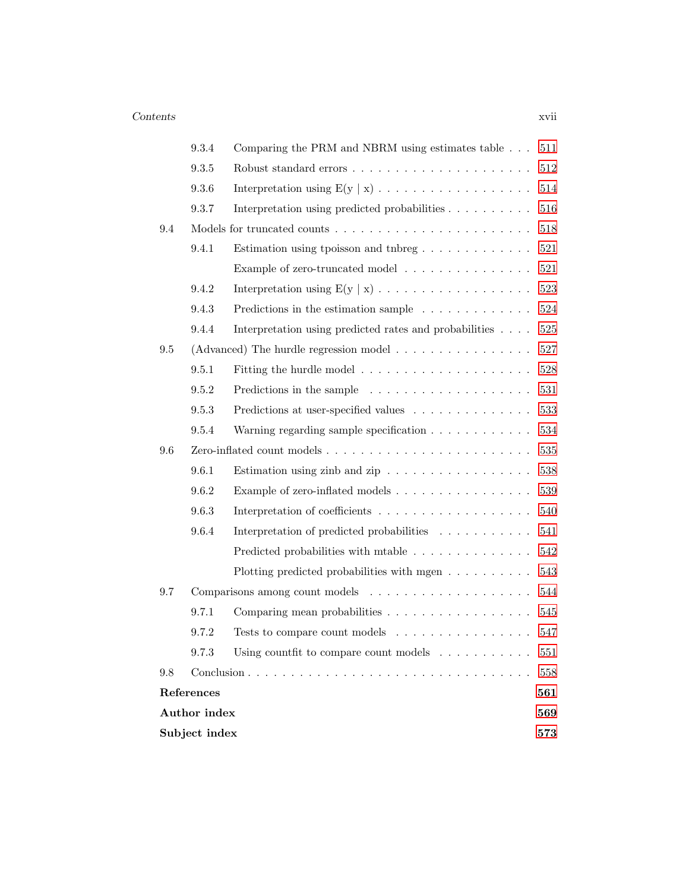| | | |
|---|---|---|
| 9.3.4 | Comparing the PRM and NBRM using estimates table | 511 |
| 9.3.5 | Robust standard errors | 512 |
| 9.3.6 | Interpretation using E(y \| x) | 514 |
| 9.3.7 | Interpretation using predicted probabilities | 516 |
| 9.4 | Models for truncated counts | 518 |
| 9.4.1 | Estimation using tpoisson and tnbreg | 521 |
| | Example of zero-truncated model | 521 |
| 9.4.2 | Interpretation using E(y \| x) | 523 |
| 9.4.3 | Predictions in the estimation sample | 524 |
| 9.4.4 | Interpretation using predicted rates and probabilities | 525 |
| 9.5 | (Advanced) The hurdle regression model | 527 |
| 9.5.1 | Fitting the hurdle model | 528 |
| 9.5.2 | Predictions in the sample | 531 |
| 9.5.3 | Predictions at user-specified values | 533 |
| 9.5.4 | Warning regarding sample specification | 534 |
| 9.6 | Zero-inflated count models | 535 |
| 9.6.1 | Estimation using zinb and zip | 538 |
| 9.6.2 | Example of zero-inflated models | 539 |
| 9.6.3 | Interpretation of coefficients | 540 |
| 9.6.4 | Interpretation of predicted probabilities | 541 |
| | Predicted probabilities with mtable | 542 |
| | Plotting predicted probabilities with mgen | 543 |
| 9.7 | Comparisons among count models | 544 |
| 9.7.1 | Comparing mean probabilities | 545 |
| 9.7.2 | Tests to compare count models | 547 |
| 9.7.3 | Using countfit to compare count models | 551 |
| 9.8 | Conclusion | 558 |
| **References** | | **561** |
| **Author index** | | **569** |
| **Subject index** | | **573** |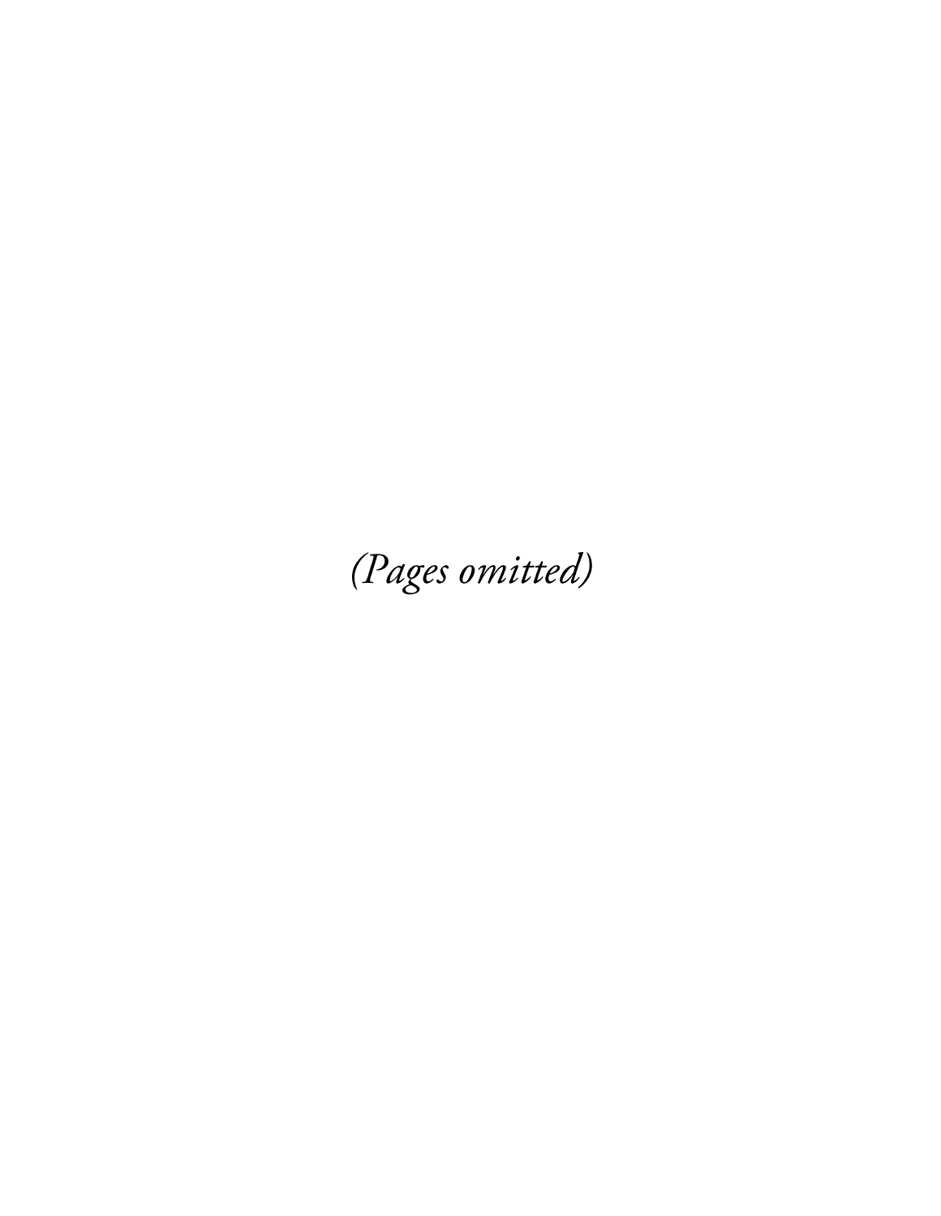*(Pages omitted)*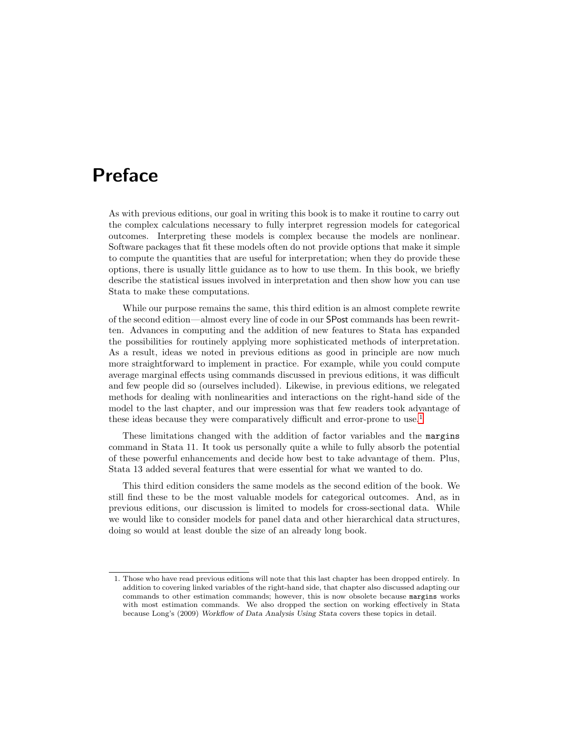# Preface

As with previous editions, our goal in writing this book is to make it routine to carry out the complex calculations necessary to fully interpret regression models for categorical outcomes. Interpreting these models is complex because the models are nonlinear. Software packages that fit these models often do not provide options that make it simple to compute the quantities that are useful for interpretation; when they do provide these options, there is usually little guidance as to how to use them. In this book, we briefly describe the statistical issues involved in interpretation and then show how you can use Stata to make these computations.

While our purpose remains the same, this third edition is an almost complete rewrite of the second edition—almost every line of code in our SPost commands has been rewritten. Advances in computing and the addition of new features to Stata has expanded the possibilities for routinely applying more sophisticated methods of interpretation. As a result, ideas we noted in previous editions as good in principle are now much more straightforward to implement in practice. For example, while you could compute average marginal effects using commands discussed in previous editions, it was difficult and few people did so (ourselves included). Likewise, in previous editions, we relegated methods for dealing with nonlinearities and interactions on the right-hand side of the model to the last chapter, and our impression was that few readers took advantage of these ideas because they were comparatively difficult and error-prone to use.[1]

These limitations changed with the addition of factor variables and the `margins` command in Stata 11. It took us personally quite a while to fully absorb the potential of these powerful enhancements and decide how best to take advantage of them. Plus, Stata 13 added several features that were essential for what we wanted to do.

This third edition considers the same models as the second edition of the book. We still find these to be the most valuable models for categorical outcomes. And, as in previous editions, our discussion is limited to models for cross-sectional data. While we would like to consider models for panel data and other hierarchical data structures, doing so would at least double the size of an already long book.

---

1. Those who have read previous editions will note that this last chapter has been dropped entirely. In addition to covering linked variables of the right-hand side, that chapter also discussed adapting our commands to other estimation commands; however, this is now obsolete because `margins` works with most estimation commands. We also dropped the section on working effectively in Stata because Long's (2009) *Workflow of Data Analysis Using Stata* covers these topics in detail.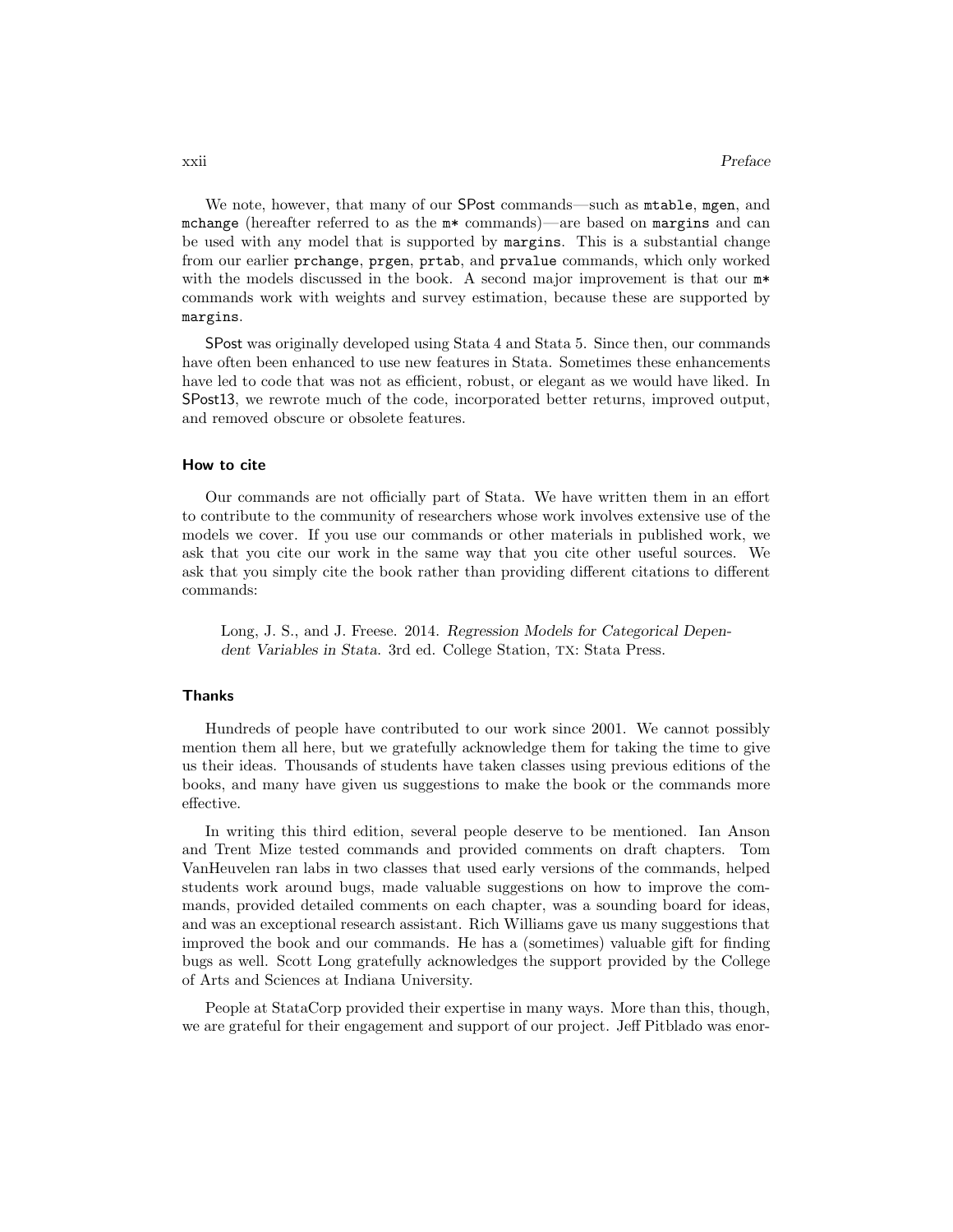We note, however, that many of our SPost commands—such as `mtable`, `mgen`, and `mchange` (hereafter referred to as the `m*` commands)—are based on `margins` and can be used with any model that is supported by `margins`. This is a substantial change from our earlier `prchange`, `prgen`, `prtab`, and `prvalue` commands, which only worked with the models discussed in the book. A second major improvement is that our `m*` commands work with weights and survey estimation, because these are supported by `margins`.

SPost was originally developed using Stata 4 and Stata 5. Since then, our commands have often been enhanced to use new features in Stata. Sometimes these enhancements have led to code that was not as efficient, robust, or elegant as we would have liked. In SPost13, we rewrote much of the code, incorporated better returns, improved output, and removed obscure or obsolete features.

#### How to cite

Our commands are not officially part of Stata. We have written them in an effort to contribute to the community of researchers whose work involves extensive use of the models we cover. If you use our commands or other materials in published work, we ask that you cite our work in the same way that you cite other useful sources. We ask that you simply cite the book rather than providing different citations to different commands:

> Long, J. S., and J. Freese. 2014. *Regression Models for Categorical Dependent Variables in Stata*. 3rd ed. College Station, TX: Stata Press.

#### Thanks

Hundreds of people have contributed to our work since 2001. We cannot possibly mention them all here, but we gratefully acknowledge them for taking the time to give us their ideas. Thousands of students have taken classes using previous editions of the books, and many have given us suggestions to make the book or the commands more effective.

In writing this third edition, several people deserve to be mentioned. Ian Anson and Trent Mize tested commands and provided comments on draft chapters. Tom VanHeuvelen ran labs in two classes that used early versions of the commands, helped students work around bugs, made valuable suggestions on how to improve the commands, provided detailed comments on each chapter, was a sounding board for ideas, and was an exceptional research assistant. Rich Williams gave us many suggestions that improved the book and our commands. He has a (sometimes) valuable gift for finding bugs as well. Scott Long gratefully acknowledges the support provided by the College of Arts and Sciences at Indiana University.

People at StataCorp provided their expertise in many ways. More than this, though, we are grateful for their engagement and support of our project. Jeff Pitblado was enor-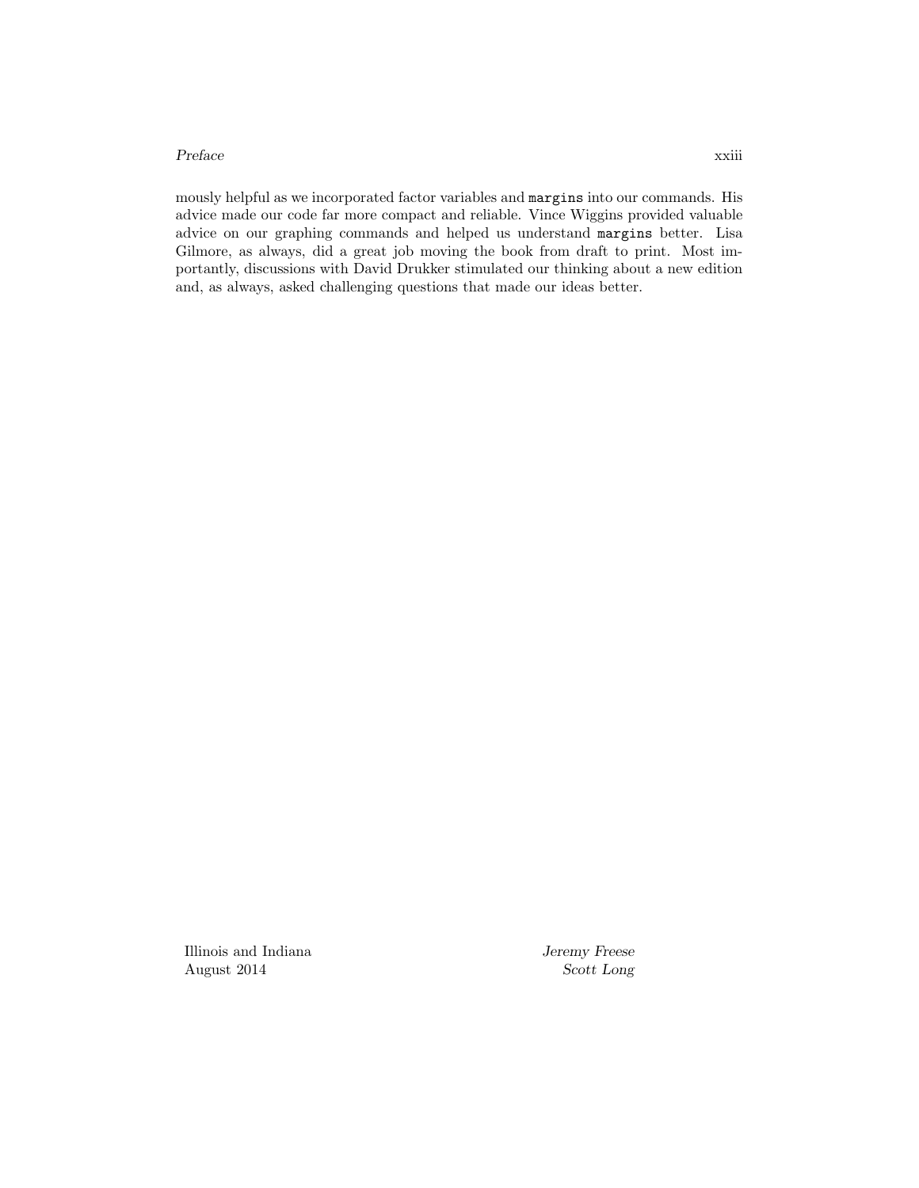mously helpful as we incorporated factor variables and `margins` into our commands. His advice made our code far more compact and reliable. Vince Wiggins provided valuable advice on our graphing commands and helped us understand `margins` better. Lisa Gilmore, as always, did a great job moving the book from draft to print. Most importantly, discussions with David Drukker stimulated our thinking about a new edition and, as always, asked challenging questions that made our ideas better.

Illinois and Indiana
August 2014

*Jeremy Freese*
*Scott Long*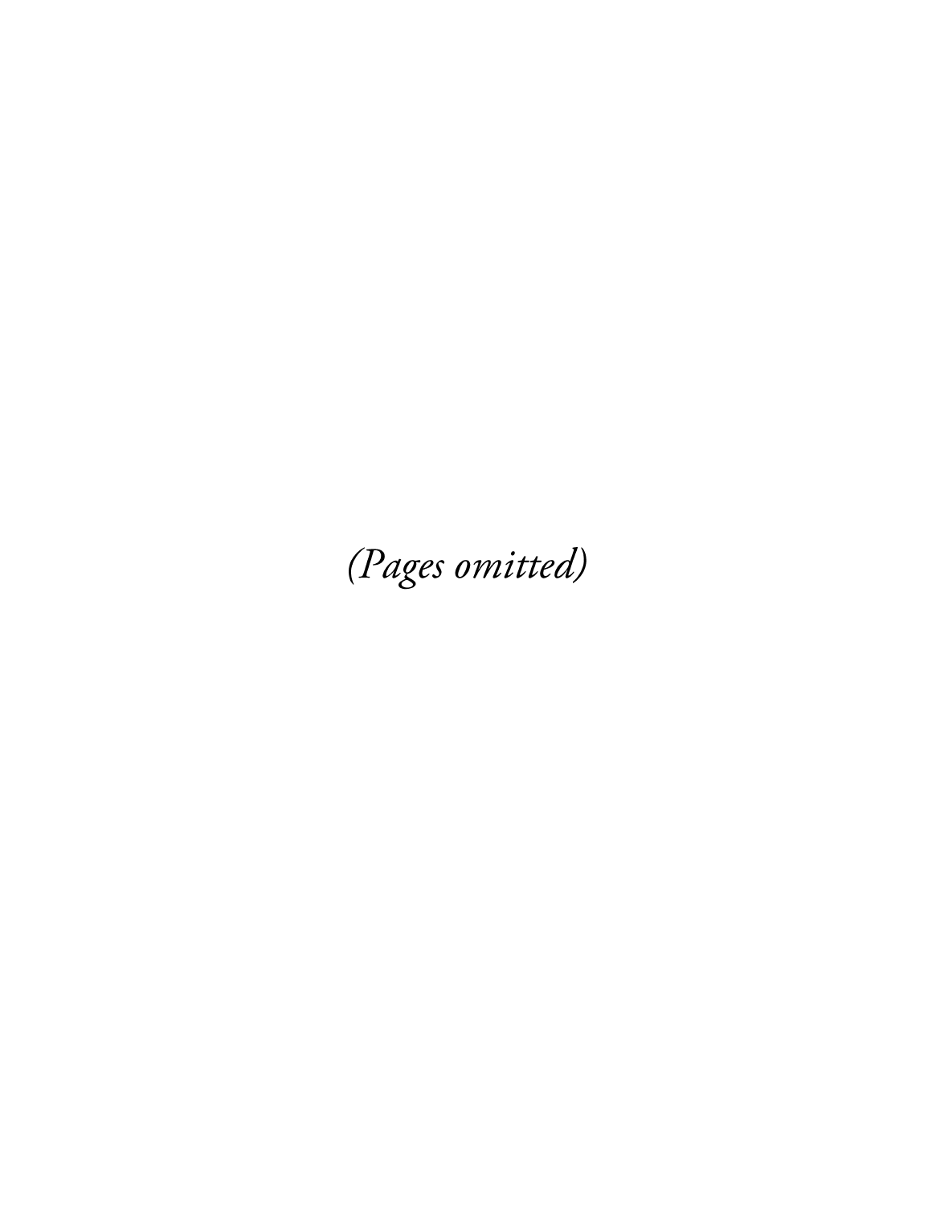*(Pages omitted)*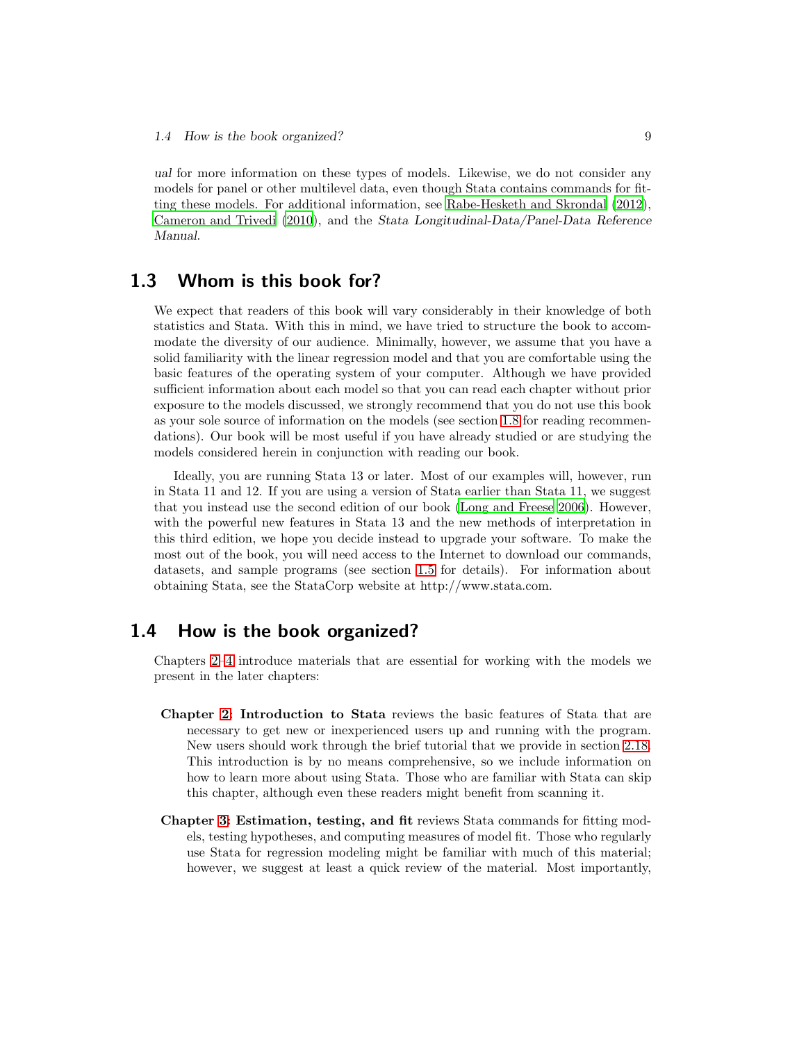*ual* for more information on these types of models. Likewise, we do not consider any models for panel or other multilevel data, even though Stata contains commands for fitting these models. For additional information, see Rabe-Hesketh and Skrondal (2012), Cameron and Trivedi (2010), and the *Stata Longitudinal-Data/Panel-Data Reference Manual*.

## 1.3 Whom is this book for?

We expect that readers of this book will vary considerably in their knowledge of both statistics and Stata. With this in mind, we have tried to structure the book to accommodate the diversity of our audience. Minimally, however, we assume that you have a solid familiarity with the linear regression model and that you are comfortable using the basic features of the operating system of your computer. Although we have provided sufficient information about each model so that you can read each chapter without prior exposure to the models discussed, we strongly recommend that you do not use this book as your sole source of information on the models (see section 1.8 for reading recommendations). Our book will be most useful if you have already studied or are studying the models considered herein in conjunction with reading our book.

Ideally, you are running Stata 13 or later. Most of our examples will, however, run in Stata 11 and 12. If you are using a version of Stata earlier than Stata 11, we suggest that you instead use the second edition of our book (Long and Freese 2006). However, with the powerful new features in Stata 13 and the new methods of interpretation in this third edition, we hope you decide instead to upgrade your software. To make the most out of the book, you will need access to the Internet to download our commands, datasets, and sample programs (see section 1.5 for details). For information about obtaining Stata, see the StataCorp website at http://www.stata.com.

## 1.4 How is the book organized?

Chapters 2–4 introduce materials that are essential for working with the models we present in the later chapters:

**Chapter 2: Introduction to Stata** reviews the basic features of Stata that are necessary to get new or inexperienced users up and running with the program. New users should work through the brief tutorial that we provide in section 2.18. This introduction is by no means comprehensive, so we include information on how to learn more about using Stata. Those who are familiar with Stata can skip this chapter, although even these readers might benefit from scanning it.

**Chapter 3: Estimation, testing, and fit** reviews Stata commands for fitting models, testing hypotheses, and computing measures of model fit. Those who regularly use Stata for regression modeling might be familiar with much of this material; however, we suggest at least a quick review of the material. Most importantly,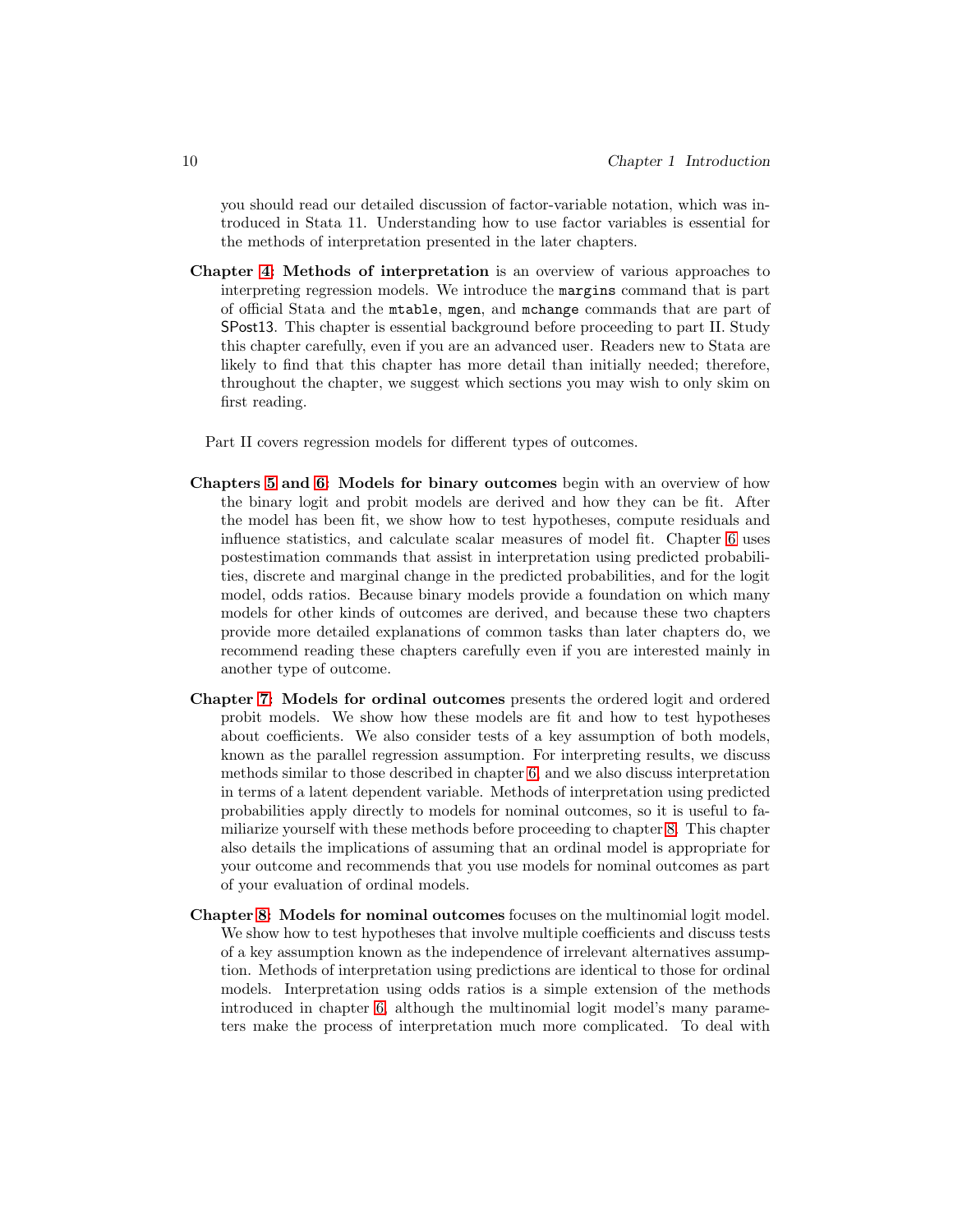you should read our detailed discussion of factor-variable notation, which was introduced in Stata 11. Understanding how to use factor variables is essential for the methods of interpretation presented in the later chapters.

**Chapter 4: Methods of interpretation** is an overview of various approaches to interpreting regression models. We introduce the `margins` command that is part of official Stata and the `mtable`, `mgen`, and `mchange` commands that are part of SPost13. This chapter is essential background before proceeding to part II. Study this chapter carefully, even if you are an advanced user. Readers new to Stata are likely to find that this chapter has more detail than initially needed; therefore, throughout the chapter, we suggest which sections you may wish to only skim on first reading.

Part II covers regression models for different types of outcomes.

**Chapters 5 and 6: Models for binary outcomes** begin with an overview of how the binary logit and probit models are derived and how they can be fit. After the model has been fit, we show how to test hypotheses, compute residuals and influence statistics, and calculate scalar measures of model fit. Chapter 6 uses postestimation commands that assist in interpretation using predicted probabilities, discrete and marginal change in the predicted probabilities, and for the logit model, odds ratios. Because binary models provide a foundation on which many models for other kinds of outcomes are derived, and because these two chapters provide more detailed explanations of common tasks than later chapters do, we recommend reading these chapters carefully even if you are interested mainly in another type of outcome.

**Chapter 7: Models for ordinal outcomes** presents the ordered logit and ordered probit models. We show how these models are fit and how to test hypotheses about coefficients. We also consider tests of a key assumption of both models, known as the parallel regression assumption. For interpreting results, we discuss methods similar to those described in chapter 6, and we also discuss interpretation in terms of a latent dependent variable. Methods of interpretation using predicted probabilities apply directly to models for nominal outcomes, so it is useful to familiarize yourself with these methods before proceeding to chapter 8. This chapter also details the implications of assuming that an ordinal model is appropriate for your outcome and recommends that you use models for nominal outcomes as part of your evaluation of ordinal models.

**Chapter 8: Models for nominal outcomes** focuses on the multinomial logit model. We show how to test hypotheses that involve multiple coefficients and discuss tests of a key assumption known as the independence of irrelevant alternatives assumption. Methods of interpretation using predictions are identical to those for ordinal models. Interpretation using odds ratios is a simple extension of the methods introduced in chapter 6, although the multinomial logit model's many parameters make the process of interpretation much more complicated. To deal with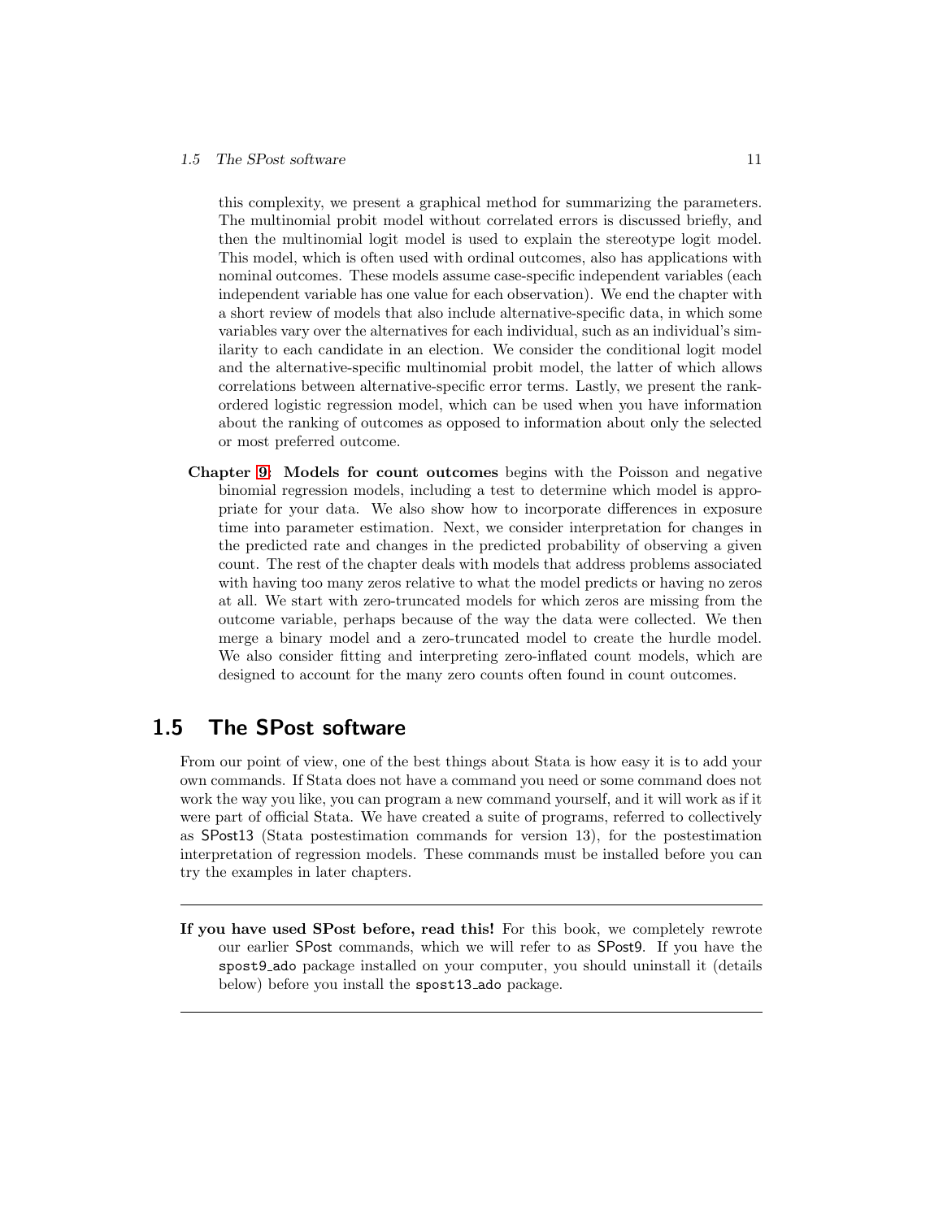this complexity, we present a graphical method for summarizing the parameters. The multinomial probit model without correlated errors is discussed briefly, and then the multinomial logit model is used to explain the stereotype logit model. This model, which is often used with ordinal outcomes, also has applications with nominal outcomes. These models assume case-specific independent variables (each independent variable has one value for each observation). We end the chapter with a short review of models that also include alternative-specific data, in which some variables vary over the alternatives for each individual, such as an individual's similarity to each candidate in an election. We consider the conditional logit model and the alternative-specific multinomial probit model, the latter of which allows correlations between alternative-specific error terms. Lastly, we present the rank-ordered logistic regression model, which can be used when you have information about the ranking of outcomes as opposed to information about only the selected or most preferred outcome.

**Chapter 9: Models for count outcomes** begins with the Poisson and negative binomial regression models, including a test to determine which model is appropriate for your data. We also show how to incorporate differences in exposure time into parameter estimation. Next, we consider interpretation for changes in the predicted rate and changes in the predicted probability of observing a given count. The rest of the chapter deals with models that address problems associated with having too many zeros relative to what the model predicts or having no zeros at all. We start with zero-truncated models for which zeros are missing from the outcome variable, perhaps because of the way the data were collected. We then merge a binary model and a zero-truncated model to create the hurdle model. We also consider fitting and interpreting zero-inflated count models, which are designed to account for the many zero counts often found in count outcomes.

## 1.5 The SPost software

From our point of view, one of the best things about Stata is how easy it is to add your own commands. If Stata does not have a command you need or some command does not work the way you like, you can program a new command yourself, and it will work as if it were part of official Stata. We have created a suite of programs, referred to collectively as SPost13 (Stata postestimation commands for version 13), for the postestimation interpretation of regression models. These commands must be installed before you can try the examples in later chapters.

---

**If you have used SPost before, read this!** For this book, we completely rewrote our earlier SPost commands, which we will refer to as SPost9. If you have the `spost9_ado` package installed on your computer, you should uninstall it (details below) before you install the `spost13_ado` package.

---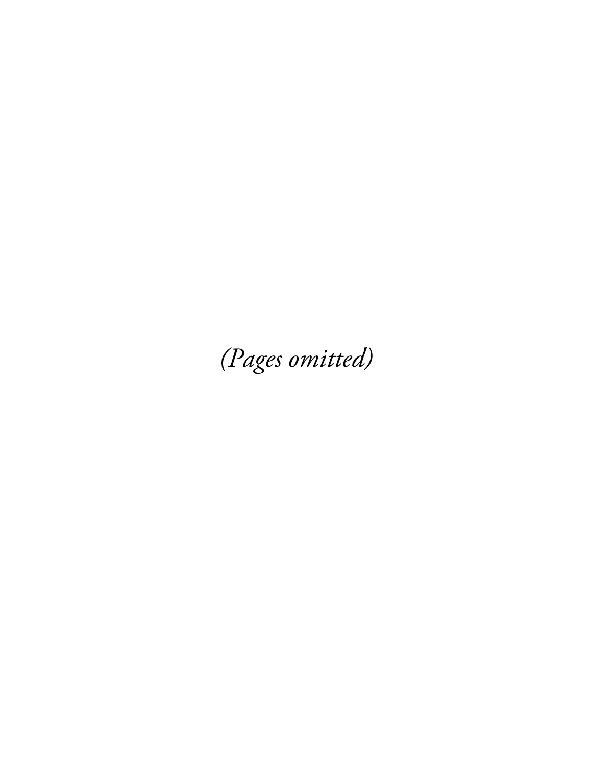*(Pages omitted)*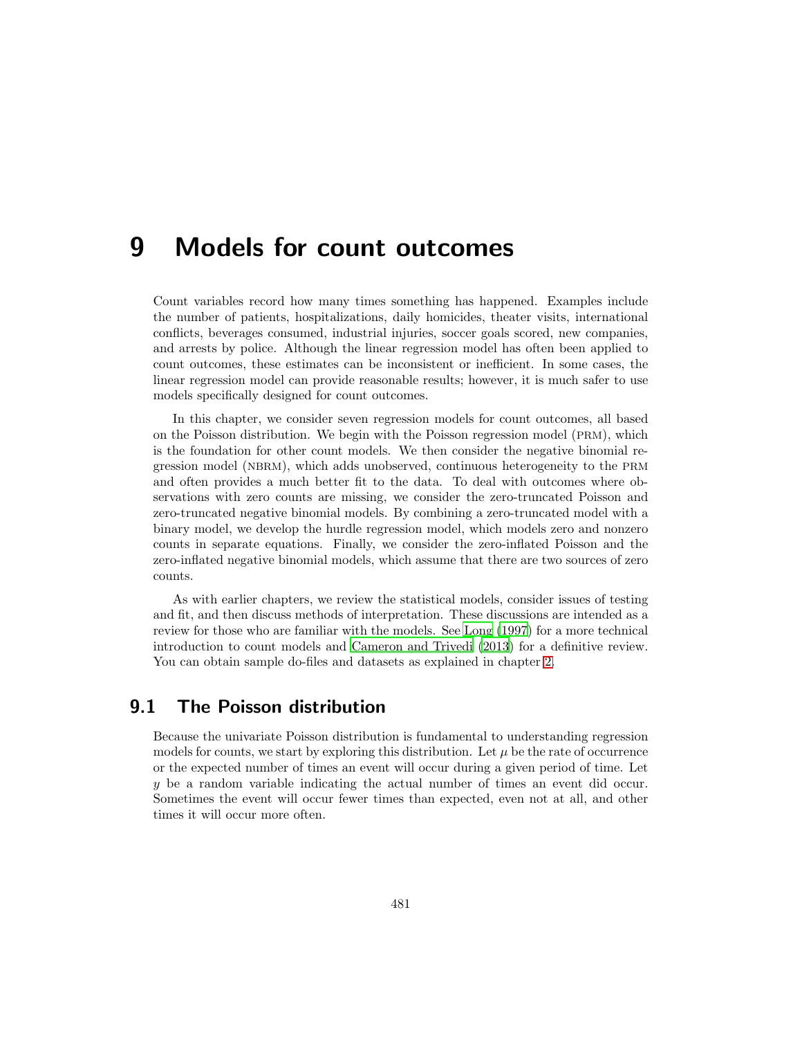# 9 Models for count outcomes

Count variables record how many times something has happened. Examples include the number of patients, hospitalizations, daily homicides, theater visits, international conflicts, beverages consumed, industrial injuries, soccer goals scored, new companies, and arrests by police. Although the linear regression model has often been applied to count outcomes, these estimates can be inconsistent or inefficient. In some cases, the linear regression model can provide reasonable results; however, it is much safer to use models specifically designed for count outcomes.

In this chapter, we consider seven regression models for count outcomes, all based on the Poisson distribution. We begin with the Poisson regression model (PRM), which is the foundation for other count models. We then consider the negative binomial regression model (NBRM), which adds unobserved, continuous heterogeneity to the PRM and often provides a much better fit to the data. To deal with outcomes where observations with zero counts are missing, we consider the zero-truncated Poisson and zero-truncated negative binomial models. By combining a zero-truncated model with a binary model, we develop the hurdle regression model, which models zero and nonzero counts in separate equations. Finally, we consider the zero-inflated Poisson and the zero-inflated negative binomial models, which assume that there are two sources of zero counts.

As with earlier chapters, we review the statistical models, consider issues of testing and fit, and then discuss methods of interpretation. These discussions are intended as a review for those who are familiar with the models. See Long (1997) for a more technical introduction to count models and Cameron and Trivedi (2013) for a definitive review. You can obtain sample do-files and datasets as explained in chapter 2.

## 9.1 The Poisson distribution

Because the univariate Poisson distribution is fundamental to understanding regression models for counts, we start by exploring this distribution. Let $\mu$ be the rate of occurrence or the expected number of times an event will occur during a given period of time. Let $y$ be a random variable indicating the actual number of times an event did occur. Sometimes the event will occur fewer times than expected, even not at all, and other times it will occur more often.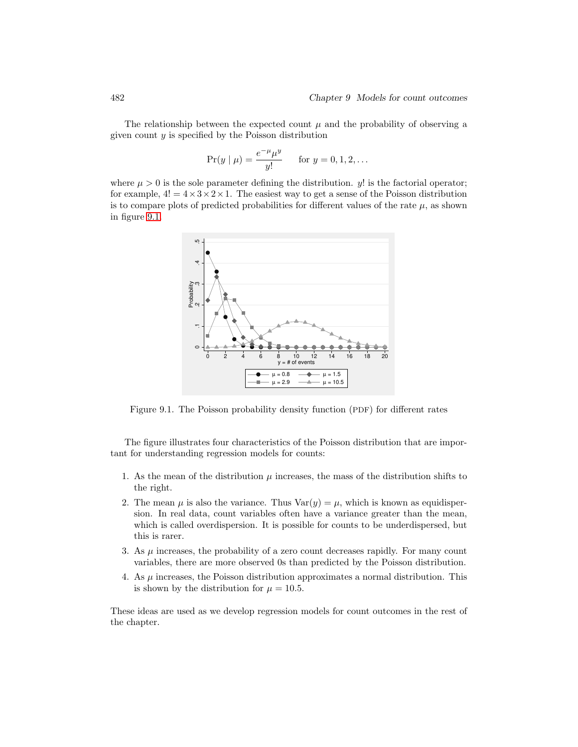The relationship between the expected count $\mu$ and the probability of observing a given count $y$ is specified by the Poisson distribution

$$\Pr(y \mid \mu) = \frac{e^{-\mu}\mu^y}{y!} \qquad \text{for } y = 0, 1, 2, \ldots$$

where $\mu > 0$ is the sole parameter defining the distribution. $y!$ is the factorial operator; for example, $4! = 4 \times 3 \times 2 \times 1$. The easiest way to get a sense of the Poisson distribution is to compare plots of predicted probabilities for different values of the rate $\mu$, as shown in figure 9.1.

Figure 9.1. The Poisson probability density function (PDF) for different rates

The figure illustrates four characteristics of the Poisson distribution that are important for understanding regression models for counts:

1. As the mean of the distribution $\mu$ increases, the mass of the distribution shifts to the right.
2. The mean $\mu$ is also the variance. Thus $\text{Var}(y) = \mu$, which is known as equidispersion. In real data, count variables often have a variance greater than the mean, which is called overdispersion. It is possible for counts to be underdispersed, but this is rarer.
3. As $\mu$ increases, the probability of a zero count decreases rapidly. For many count variables, there are more observed 0s than predicted by the Poisson distribution.
4. As $\mu$ increases, the Poisson distribution approximates a normal distribution. This is shown by the distribution for $\mu = 10.5$.

These ideas are used as we develop regression models for count outcomes in the rest of the chapter.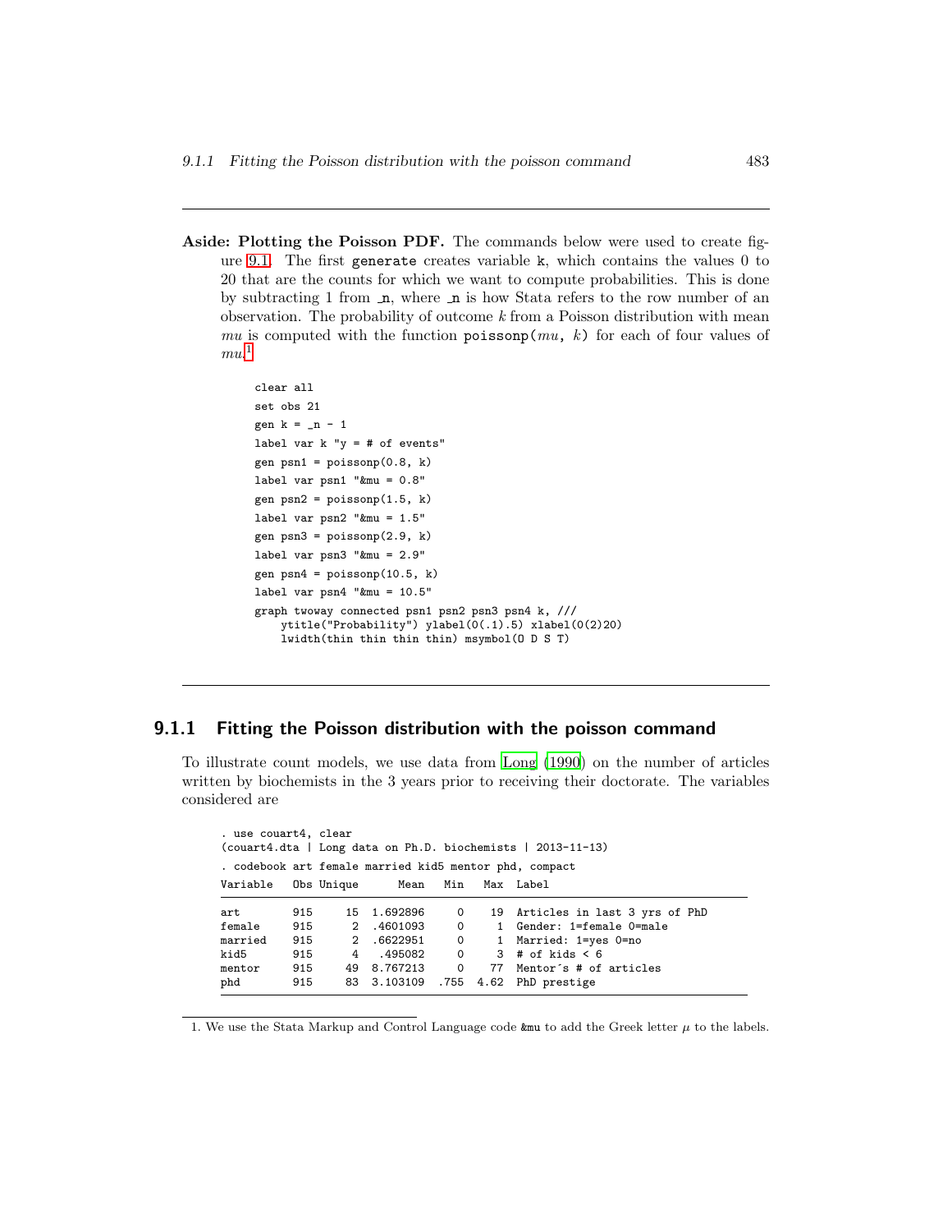**Aside: Plotting the Poisson PDF.** The commands below were used to create figure 9.1. The first `generate` creates variable `k`, which contains the values 0 to 20 that are the counts for which we want to compute probabilities. This is done by subtracting 1 from `_n`, where `_n` is how Stata refers to the row number of an observation. The probability of outcome *k* from a Poisson distribution with mean *mu* is computed with the function `poissonp(`*mu*`,` *k*`)` for each of four values of *mu*.[1]

```
clear all
set obs 21
gen k = _n - 1
label var k "y = # of events"
gen psn1 = poissonp(0.8, k)
label var psn1 "&mu = 0.8"
gen psn2 = poissonp(1.5, k)
label var psn2 "&mu = 1.5"
gen psn3 = poissonp(2.9, k)
label var psn3 "&mu = 2.9"
gen psn4 = poissonp(10.5, k)
label var psn4 "&mu = 10.5"
graph twoway connected psn1 psn2 psn3 psn4 k, ///
    ytitle("Probability") ylabel(0(.1).5) xlabel(0(2)20)
    lwidth(thin thin thin thin) msymbol(O D S T)
```

### 9.1.1 Fitting the Poisson distribution with the poisson command

To illustrate count models, we use data from Long (1990) on the number of articles written by biochemists in the 3 years prior to receiving their doctorate. The variables considered are

```
. use couart4, clear
(couart4.dta | Long data on Ph.D. biochemists | 2013-11-13)
. codebook art female married kid5 mentor phd, compact
Variable   Obs Unique      Mean   Min   Max  Label
------------------------------------------------------------------------
art        915     15  1.692896     0    19  Articles in last 3 yrs of PhD
female     915      2  .4601093     0     1  Gender: 1=female 0=male
married    915      2  .6622951     0     1  Married: 1=yes 0=no
kid5       915      4   .495082     0     3  # of kids < 6
mentor     915     49  8.767213     0    77  Mentor's # of articles
phd        915     83  3.103109  .755  4.62  PhD prestige
------------------------------------------------------------------------
```

1. We use the Stata Markup and Control Language code `&mu` to add the Greek letter $\mu$ to the labels.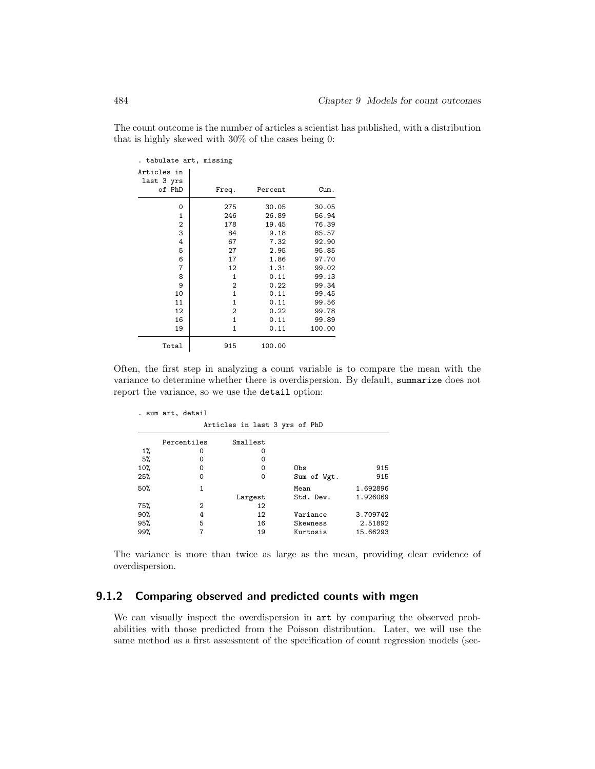The count outcome is the number of articles a scientist has published, with a distribution that is highly skewed with 30% of the cases being 0:

```
. tabulate art, missing

Articles in
 last 3 yrs
     of PhD |      Freq.     Percent        Cum.
------------+-----------------------------------
          0 |        275       30.05       30.05
          1 |        246       26.89       56.94
          2 |        178       19.45       76.39
          3 |         84        9.18       85.57
          4 |         67        7.32       92.90
          5 |         27        2.95       95.85
          6 |         17        1.86       97.70
          7 |         12        1.31       99.02
          8 |          1        0.11       99.13
          9 |          2        0.22       99.34
         10 |          1        0.11       99.45
         11 |          1        0.11       99.56
         12 |          2        0.22       99.78
         16 |          1        0.11       99.89
         19 |          1        0.11      100.00
------------+-----------------------------------
      Total |        915      100.00
```

Often, the first step in analyzing a count variable is to compare the mean with the variance to determine whether there is overdispersion. By default, `summarize` does not report the variance, so we use the `detail` option:

```
. sum art, detail

                Articles in last 3 yrs of PhD
-------------------------------------------------------------
      Percentiles      Smallest
 1%            0              0
 5%            0              0
10%            0              0       Obs                 915
25%            0              0       Sum of Wgt.         915

50%            1                      Mean           1.692896
                        Largest       Std. Dev.      1.926069
75%            2             12
90%            4             12       Variance       3.709742
95%            5             16       Skewness        2.51892
99%            7             19       Kurtosis       15.66293
```

The variance is more than twice as large as the mean, providing clear evidence of overdispersion.

### 9.1.2 Comparing observed and predicted counts with mgen

We can visually inspect the overdispersion in `art` by comparing the observed probabilities with those predicted from the Poisson distribution. Later, we will use the same method as a first assessment of the specification of count regression models (sec-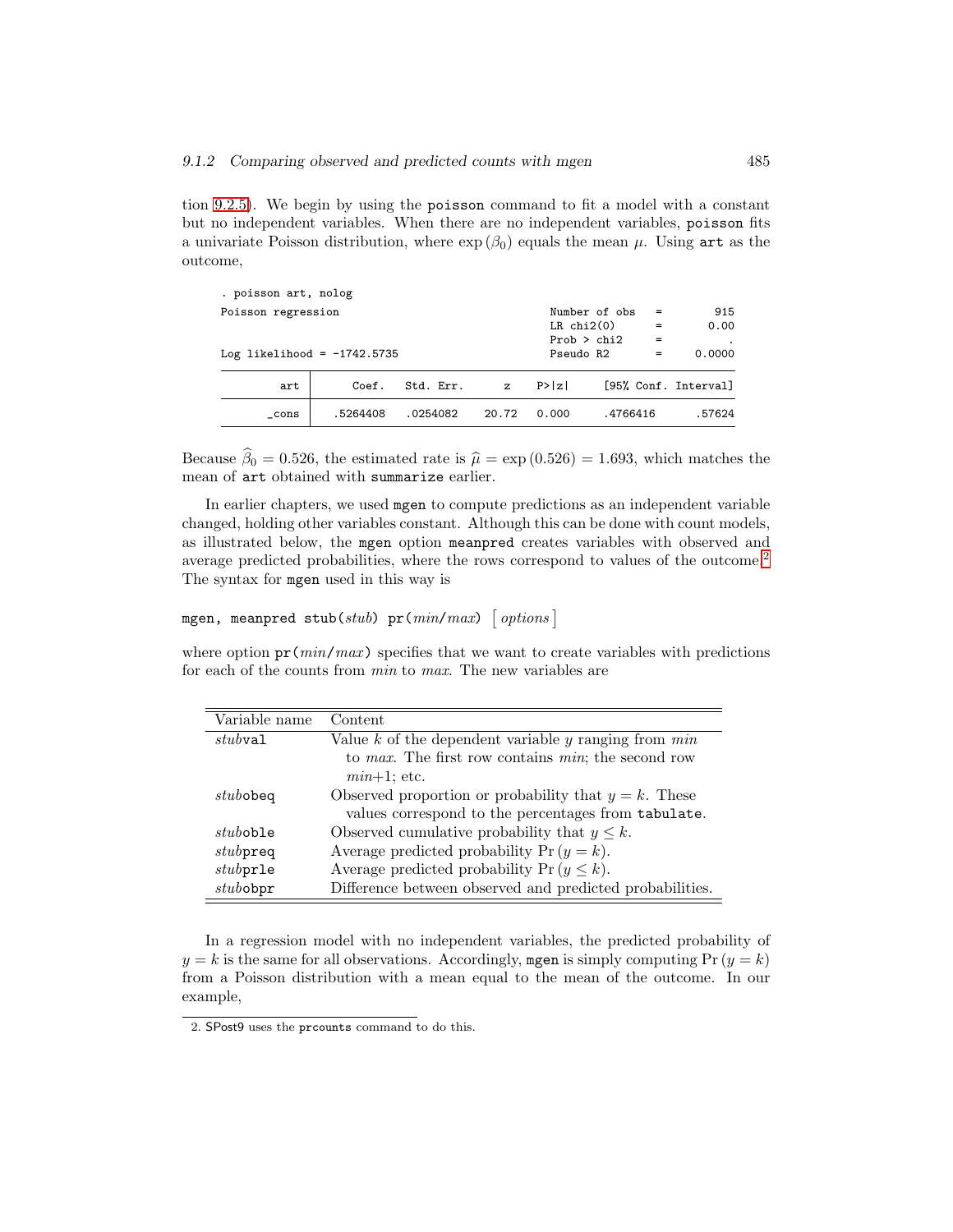tion 9.2.5). We begin by using the `poisson` command to fit a model with a constant but no independent variables. When there are no independent variables, `poisson` fits a univariate Poisson distribution, where $\exp(\beta_0)$ equals the mean $\mu$. Using `art` as the outcome,

```
. poisson art, nolog
Poisson regression                              Number of obs     =        915
                                                LR chi2(0)        =       0.00
                                                Prob > chi2       =          .
Log likelihood = -1742.5735                     Pseudo R2         =     0.0000

         art |      Coef.   Std. Err.      z    P>|z|     [95% Conf. Interval]
       _cons |   .5264408   .0254082    20.72   0.000     .4766416      .57624
```

Because $\widehat{\beta}_0 = 0.526$, the estimated rate is $\widehat{\mu} = \exp(0.526) = 1.693$, which matches the mean of `art` obtained with `summarize` earlier.

In earlier chapters, we used `mgen` to compute predictions as an independent variable changed, holding other variables constant. Although this can be done with count models, as illustrated below, the `mgen` option `meanpred` creates variables with observed and average predicted probabilities, where the rows correspond to values of the outcome.[2] The syntax for `mgen` used in this way is

`mgen, meanpred stub(`*stub*`) pr(`*min*`/`*max*`)` [ *options* ]

where option `pr(`*min*`/`*max*`)` specifies that we want to create variables with predictions for each of the counts from *min* to *max*. The new variables are

| Variable name | Content |
|---|---|
| *stub*`val` | Value $k$ of the dependent variable $y$ ranging from *min* to *max*. The first row contains *min*; the second row *min*+1; etc. |
| *stub*`obeq` | Observed proportion or probability that $y = k$. These values correspond to the percentages from `tabulate`. |
| *stub*`oble` | Observed cumulative probability that $y \leq k$. |
| *stub*`preq` | Average predicted probability $\Pr(y = k)$. |
| *stub*`prle` | Average predicted probability $\Pr(y \leq k)$. |
| *stub*`obpr` | Difference between observed and predicted probabilities. |

In a regression model with no independent variables, the predicted probability of $y = k$ is the same for all observations. Accordingly, `mgen` is simply computing $\Pr(y = k)$ from a Poisson distribution with a mean equal to the mean of the outcome. In our example,

2. SPost9 uses the `prcounts` command to do this.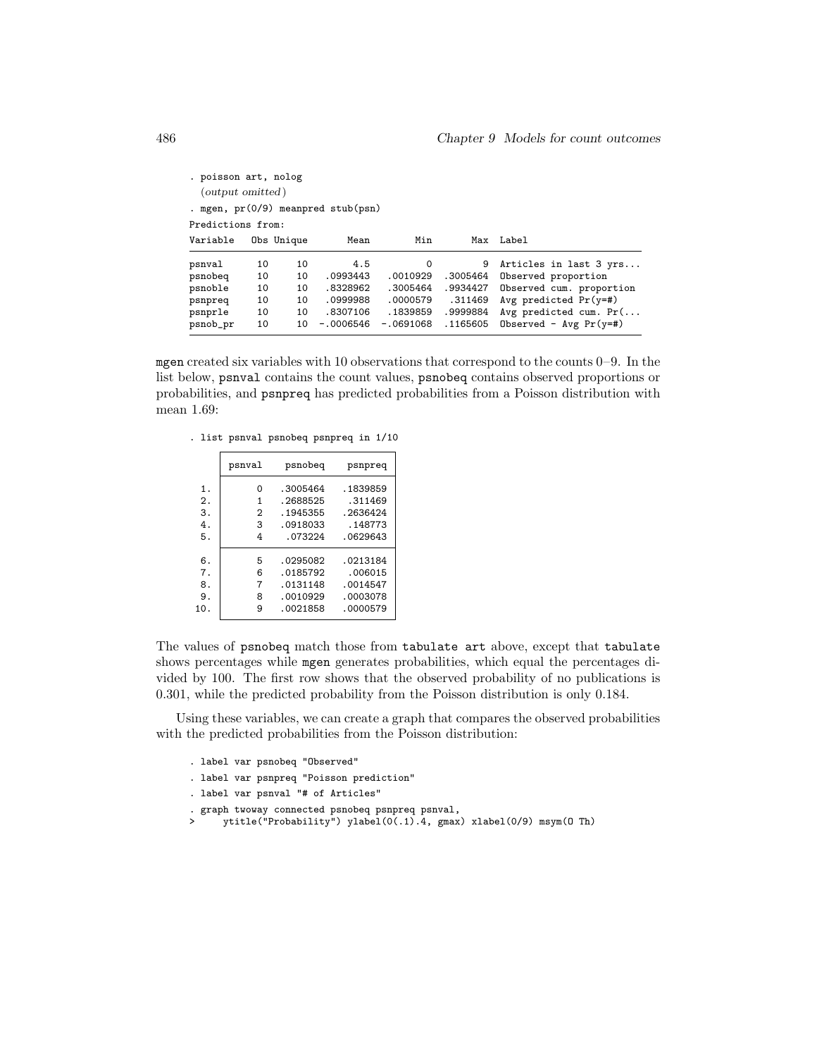```
. poisson art, nolog
  (output omitted)
. mgen, pr(0/9) meanpred stub(psn)
Predictions from:
Variable    Obs Unique       Mean        Min        Max  Label

psnval       10     10        4.5          0          9  Articles in last 3 yrs...
psnobeq      10     10   .0993443   .0010929   .3005464  Observed proportion
psnoble      10     10   .8328962   .3005464   .9934427  Observed cum. proportion
psnpreq      10     10   .0999988   .0000579    .311469  Avg predicted Pr(y=#)
psnprle      10     10   .8307106   .1839859   .9999884  Avg predicted cum. Pr(...
psnob_pr     10     10  -.0006546  -.0691068   .1165605  Observed - Avg Pr(y=#)
```

mgen created six variables with 10 observations that correspond to the counts 0–9. In the list below, psnval contains the count values, psnobeq contains observed proportions or probabilities, and psnpreq has predicted probabilities from a Poisson distribution with mean 1.69:

```
. list psnval psnobeq psnpreq in 1/10
```

| | psnval | psnobeq | psnpreq |
|---|---|---|---|
| 1. | 0 | .3005464 | .1839859 |
| 2. | 1 | .2688525 | .311469 |
| 3. | 2 | .1945355 | .2636424 |
| 4. | 3 | .0918033 | .148773 |
| 5. | 4 | .073224 | .0629643 |
| 6. | 5 | .0295082 | .0213184 |
| 7. | 6 | .0185792 | .006015 |
| 8. | 7 | .0131148 | .0014547 |
| 9. | 8 | .0010929 | .0003078 |
| 10. | 9 | .0021858 | .0000579 |

The values of psnobeq match those from tabulate art above, except that tabulate shows percentages while mgen generates probabilities, which equal the percentages divided by 100. The first row shows that the observed probability of no publications is 0.301, while the predicted probability from the Poisson distribution is only 0.184.

Using these variables, we can create a graph that compares the observed probabilities with the predicted probabilities from the Poisson distribution:

```
. label var psnobeq "Observed"
. label var psnpreq "Poisson prediction"
. label var psnval "# of Articles"
. graph twoway connected psnobeq psnpreq psnval,
>     ytitle("Probability") ylabel(0(.1).4, gmax) xlabel(0/9) msym(O Th)
```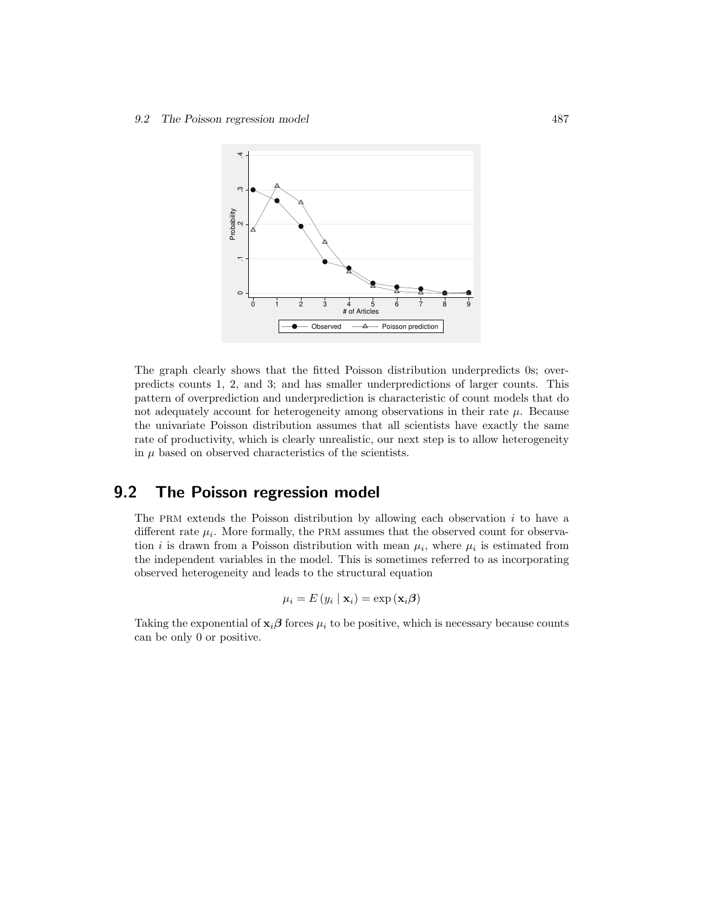The graph clearly shows that the fitted Poisson distribution underpredicts 0s; overpredicts counts 1, 2, and 3; and has smaller underpredictions of larger counts. This pattern of overprediction and underprediction is characteristic of count models that do not adequately account for heterogeneity among observations in their rate $\mu$. Because the univariate Poisson distribution assumes that all scientists have exactly the same rate of productivity, which is clearly unrealistic, our next step is to allow heterogeneity in $\mu$ based on observed characteristics of the scientists.

## 9.2 The Poisson regression model

The PRM extends the Poisson distribution by allowing each observation $i$ to have a different rate $\mu_i$. More formally, the PRM assumes that the observed count for observation $i$ is drawn from a Poisson distribution with mean $\mu_i$, where $\mu_i$ is estimated from the independent variables in the model. This is sometimes referred to as incorporating observed heterogeneity and leads to the structural equation

$$\mu_i = E(y_i \mid \mathbf{x}_i) = \exp(\mathbf{x}_i \boldsymbol{\beta})$$

Taking the exponential of $\mathbf{x}_i \boldsymbol{\beta}$ forces $\mu_i$ to be positive, which is necessary because counts can be only 0 or positive.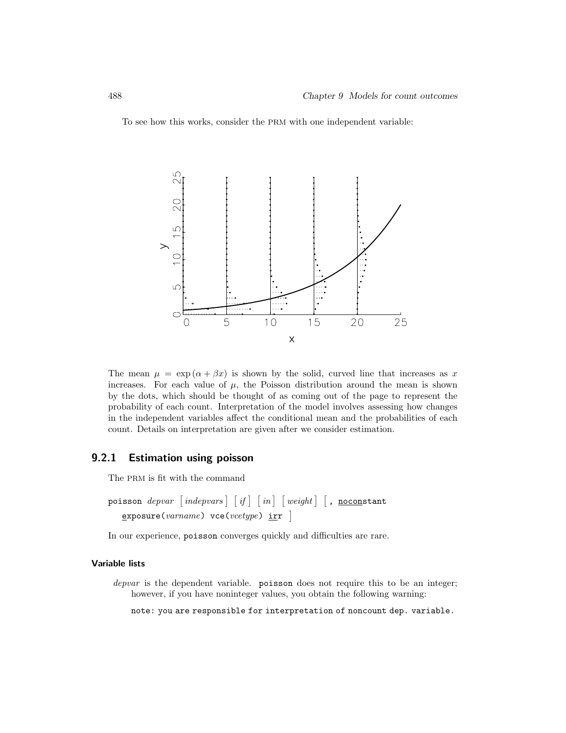To see how this works, consider the PRM with one independent variable:

The mean $\mu = \exp(\alpha + \beta x)$ is shown by the solid, curved line that increases as $x$ increases. For each value of $\mu$, the Poisson distribution around the mean is shown by the dots, which should be thought of as coming out of the page to represent the probability of each count. Interpretation of the model involves assessing how changes in the independent variables affect the conditional mean and the probabilities of each count. Details on interpretation are given after we consider estimation.

## 9.2.1 Estimation using poisson

The PRM is fit with the command

```
poisson depvar [indepvars] [if] [in] [weight] [, noconstant
   exposure(varname) vce(vcetype) irr ]
```

In our experience, poisson converges quickly and difficulties are rare.

#### Variable lists

*depvar* is the dependent variable. poisson does not require this to be an integer; however, if you have noninteger values, you obtain the following warning:

```
note: you are responsible for interpretation of noncount dep. variable.
```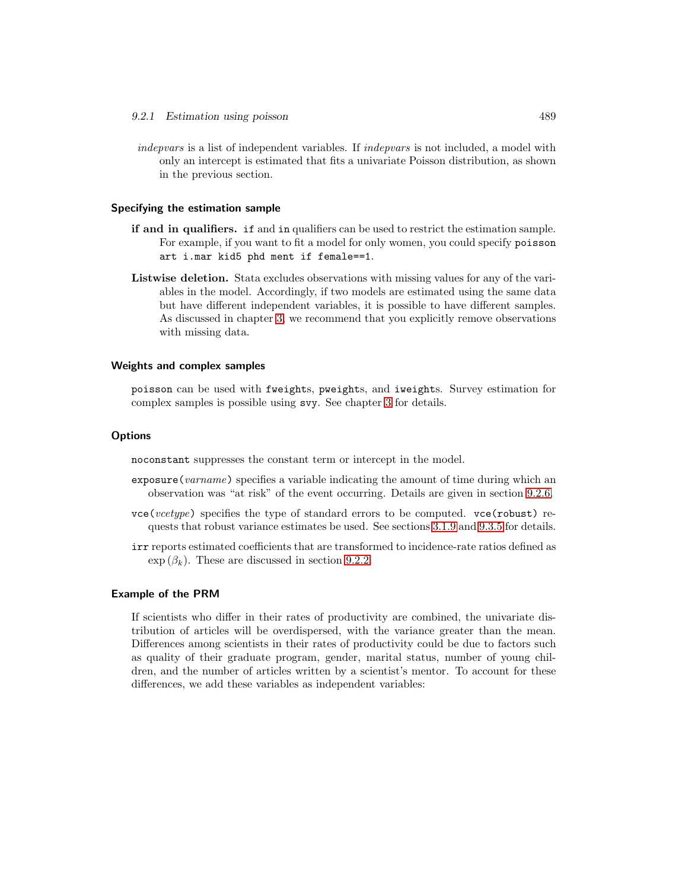*indepvars* is a list of independent variables. If *indepvars* is not included, a model with only an intercept is estimated that fits a univariate Poisson distribution, as shown in the previous section.

### Specifying the estimation sample

**if and in qualifiers.** `if` and `in` qualifiers can be used to restrict the estimation sample. For example, if you want to fit a model for only women, you could specify `poisson art i.mar kid5 phd ment if female==1`.

**Listwise deletion.** Stata excludes observations with missing values for any of the variables in the model. Accordingly, if two models are estimated using the same data but have different independent variables, it is possible to have different samples. As discussed in chapter 3, we recommend that you explicitly remove observations with missing data.

### Weights and complex samples

`poisson` can be used with `fweight`s, `pweight`s, and `iweight`s. Survey estimation for complex samples is possible using `svy`. See chapter 3 for details.

### Options

`noconstant` suppresses the constant term or intercept in the model.

`exposure(`*varname*`)` specifies a variable indicating the amount of time during which an observation was "at risk" of the event occurring. Details are given in section 9.2.6.

`vce(`*vcetype*`)` specifies the type of standard errors to be computed. `vce(robust)` requests that robust variance estimates be used. See sections 3.1.9 and 9.3.5 for details.

`irr` reports estimated coefficients that are transformed to incidence-rate ratios defined as $\exp(\beta_k)$. These are discussed in section 9.2.2.

### Example of the PRM

If scientists who differ in their rates of productivity are combined, the univariate distribution of articles will be overdispersed, with the variance greater than the mean. Differences among scientists in their rates of productivity could be due to factors such as quality of their graduate program, gender, marital status, number of young children, and the number of articles written by a scientist's mentor. To account for these differences, we add these variables as independent variables: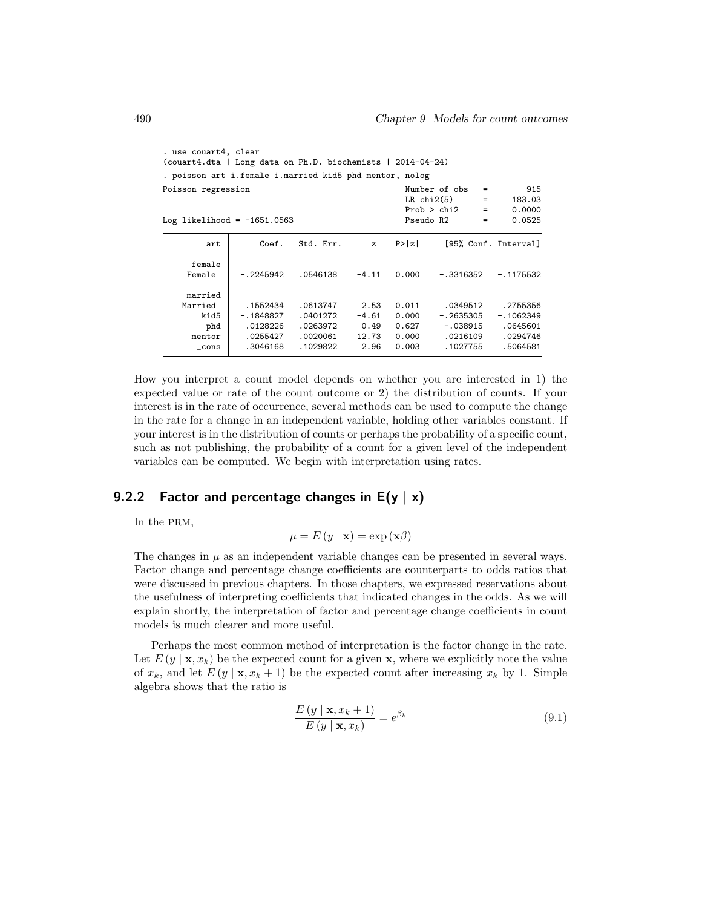```
. use couart4, clear
(couart4.dta | Long data on Ph.D. biochemists | 2014-04-24)
. poisson art i.female i.married kid5 phd mentor, nolog
Poisson regression                              Number of obs     =        915
                                                LR chi2(5)        =     183.03
                                                Prob > chi2       =     0.0000
Log likelihood = -1651.0563                     Pseudo R2         =     0.0525

         art |      Coef.   Std. Err.      z    P>|z|     [95% Conf. Interval]
-------------+----------------------------------------------------------------
      female |
      Female |  -.2245942   .0546138    -4.11   0.000    -.3316352   -.1175532
             |
     married |
     Married |   .1552434   .0613747     2.53   0.011     .0349512    .2755356
        kid5 |  -.1848827   .0401272    -4.61   0.000    -.2635305   -.1062349
         phd |   .0128226   .0263972     0.49   0.627     -.038915    .0645601
      mentor |   .0255427   .0020061    12.73   0.000     .0216109    .0294746
       _cons |   .3046168   .1029822     2.96   0.003     .1027755    .5064581
```

How you interpret a count model depends on whether you are interested in 1) the expected value or rate of the count outcome or 2) the distribution of counts. If your interest is in the rate of occurrence, several methods can be used to compute the change in the rate for a change in an independent variable, holding other variables constant. If your interest is in the distribution of counts or perhaps the probability of a specific count, such as not publishing, the probability of a count for a given level of the independent variables can be computed. We begin with interpretation using rates.

## 9.2.2 Factor and percentage changes in E(y | x)

In the PRM,

$$\mu = E\left(y \mid \mathbf{x}\right) = \exp\left(\mathbf{x}\beta\right)$$

The changes in $\mu$ as an independent variable changes can be presented in several ways. Factor change and percentage change coefficients are counterparts to odds ratios that were discussed in previous chapters. In those chapters, we expressed reservations about the usefulness of interpreting coefficients that indicated changes in the odds. As we will explain shortly, the interpretation of factor and percentage change coefficients in count models is much clearer and more useful.

Perhaps the most common method of interpretation is the factor change in the rate. Let $E\left(y \mid \mathbf{x}, x_k\right)$ be the expected count for a given $\mathbf{x}$, where we explicitly note the value of $x_k$, and let $E\left(y \mid \mathbf{x}, x_k + 1\right)$ be the expected count after increasing $x_k$ by 1. Simple algebra shows that the ratio is

$$\frac{E\left(y \mid \mathbf{x}, x_k + 1\right)}{E\left(y \mid \mathbf{x}, x_k\right)} = e^{\beta_k} \tag{9.1}$$